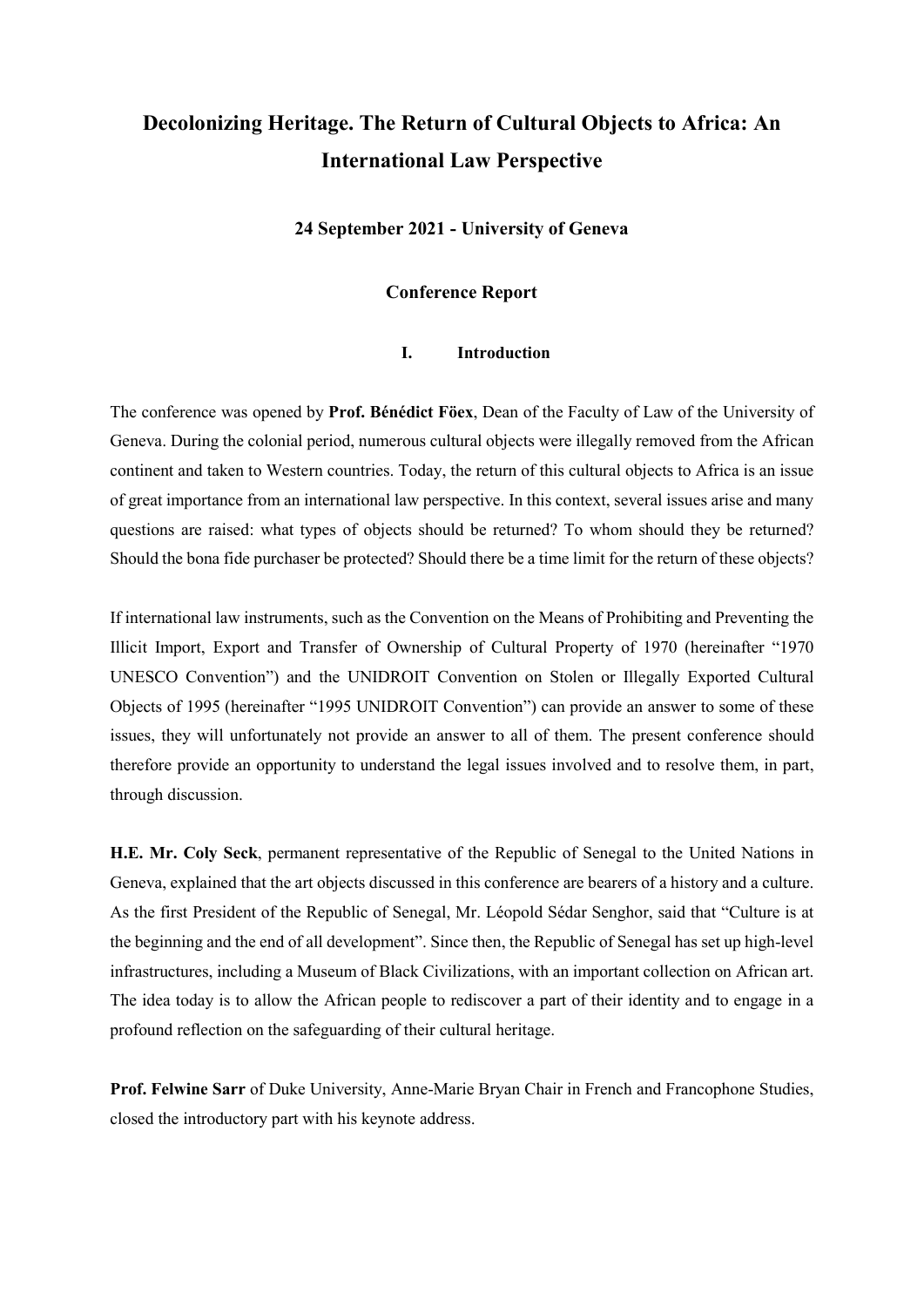# Decolonizing Heritage. The Return of Cultural Objects to Africa: An International Law Perspective

**24 September 2021 - University of Geneva**

**Conference Report**

## I. Introduction

The conference was opened by **Prof. Bénédict Föex**, Dean of the Faculty of Law of the University of Geneva. During the colonial period, numerous cultural objects were illegally removed from the African continent and taken to Western countries. Today, the return of this cultural objects to Africa is an issue of great importance from an international law perspective. In this context, several issues arise and many questions are raised: what types of objects should be returned? To whom should they be returned? Should the bona fide purchaser be protected? Should there be a time limit for the return of these objects?

If international law instruments, such as the Convention on the Means of Prohibiting and Preventing the Illicit Import, Export and Transfer of Ownership of Cultural Property of 1970 (hereinafter "1970 UNESCO Convention") and the UNIDROIT Convention on Stolen or Illegally Exported Cultural Objects of 1995 (hereinafter "1995 UNIDROIT Convention") can provide an answer to some of these issues, they will unfortunately not provide an answer to all of them. The present conference should therefore provide an opportunity to understand the legal issues involved and to resolve them, in part, through discussion.

**H.E. Mr. Coly Seck**, permanent representative of the Republic of Senegal to the United Nations in Geneva, explained that the art objects discussed in this conference are bearers of a history and a culture. As the first President of the Republic of Senegal, Mr. Léopold Sédar Senghor, said that "Culture is at the beginning and the end of all development". Since then, the Republic of Senegal has set up high-level infrastructures, including a Museum of Black Civilizations, with an important collection on African art. The idea today is to allow the African people to rediscover a part of their identity and to engage in a profound reflection on the safeguarding of their cultural heritage.

**Prof. Felwine Sarr** of Duke University, Anne-Marie Bryan Chair in French and Francophone Studies, closed the introductory part with his keynote address.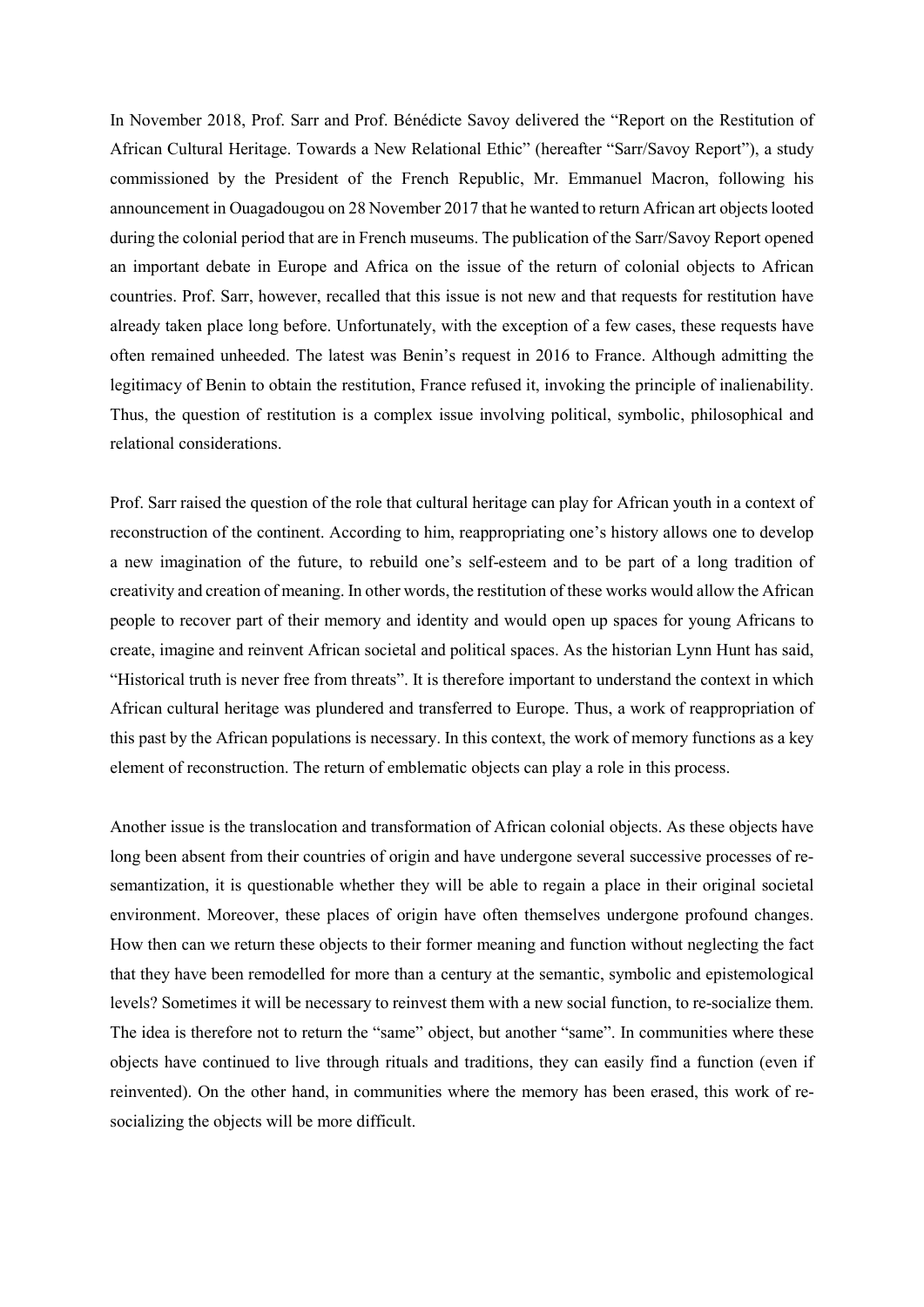In November 2018, Prof. Sarr and Prof. Bénédicte Savoy delivered the "Report on the Restitution of African Cultural Heritage. Towards a New Relational Ethic" (hereafter "Sarr/Savoy Report"), a study commissioned by the President of the French Republic, Mr. Emmanuel Macron, following his announcement in Ouagadougou on 28 November 2017 that he wanted to return African art objects looted during the colonial period that are in French museums. The publication of the Sarr/Savoy Report opened an important debate in Europe and Africa on the issue of the return of colonial objects to African countries. Prof. Sarr, however, recalled that this issue is not new and that requests for restitution have already taken place long before. Unfortunately, with the exception of a few cases, these requests have often remained unheeded. The latest was Benin's request in 2016 to France. Although admitting the legitimacy of Benin to obtain the restitution, France refused it, invoking the principle of inalienability. Thus, the question of restitution is a complex issue involving political, symbolic, philosophical and relational considerations.

Prof. Sarr raised the question of the role that cultural heritage can play for African youth in a context of reconstruction of the continent. According to him, reappropriating one's history allows one to develop a new imagination of the future, to rebuild one's self-esteem and to be part of a long tradition of creativity and creation of meaning. In other words, the restitution of these works would allow the African people to recover part of their memory and identity and would open up spaces for young Africans to create, imagine and reinvent African societal and political spaces. As the historian Lynn Hunt has said, "Historical truth is never free from threats". It is therefore important to understand the context in which African cultural heritage was plundered and transferred to Europe. Thus, a work of reappropriation of this past by the African populations is necessary. In this context, the work of memory functions as a key element of reconstruction. The return of emblematic objects can play a role in this process.

Another issue is the translocation and transformation of African colonial objects. As these objects have long been absent from their countries of origin and have undergone several successive processes of re-semantization, it is questionable whether they will be able to regain a place in their original societal environment. Moreover, these places of origin have often themselves undergone profound changes. How then can we return these objects to their former meaning and function without neglecting the fact that they have been remodelled for more than a century at the semantic, symbolic and epistemological levels? Sometimes it will be necessary to reinvest them with a new social function, to re-socialize them. The idea is therefore not to return the "same" object, but another "same". In communities where these objects have continued to live through rituals and traditions, they can easily find a function (even if reinvented). On the other hand, in communities where the memory has been erased, this work of re-socializing the objects will be more difficult.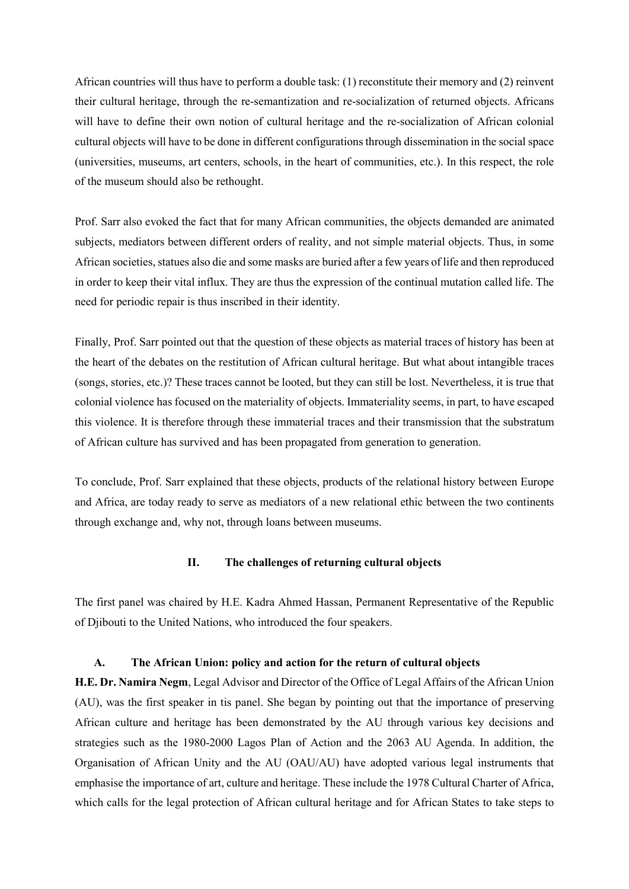African countries will thus have to perform a double task: (1) reconstitute their memory and (2) reinvent their cultural heritage, through the re-semantization and re-socialization of returned objects. Africans will have to define their own notion of cultural heritage and the re-socialization of African colonial cultural objects will have to be done in different configurations through dissemination in the social space (universities, museums, art centers, schools, in the heart of communities, etc.). In this respect, the role of the museum should also be rethought.

Prof. Sarr also evoked the fact that for many African communities, the objects demanded are animated subjects, mediators between different orders of reality, and not simple material objects. Thus, in some African societies, statues also die and some masks are buried after a few years of life and then reproduced in order to keep their vital influx. They are thus the expression of the continual mutation called life. The need for periodic repair is thus inscribed in their identity.

Finally, Prof. Sarr pointed out that the question of these objects as material traces of history has been at the heart of the debates on the restitution of African cultural heritage. But what about intangible traces (songs, stories, etc.)? These traces cannot be looted, but they can still be lost. Nevertheless, it is true that colonial violence has focused on the materiality of objects. Immateriality seems, in part, to have escaped this violence. It is therefore through these immaterial traces and their transmission that the substratum of African culture has survived and has been propagated from generation to generation.

To conclude, Prof. Sarr explained that these objects, products of the relational history between Europe and Africa, are today ready to serve as mediators of a new relational ethic between the two continents through exchange and, why not, through loans between museums.

## II. The challenges of returning cultural objects

The first panel was chaired by H.E. Kadra Ahmed Hassan, Permanent Representative of the Republic of Djibouti to the United Nations, who introduced the four speakers.

### A. The African Union: policy and action for the return of cultural objects

**H.E. Dr. Namira Negm**, Legal Advisor and Director of the Office of Legal Affairs of the African Union (AU), was the first speaker in tis panel. She began by pointing out that the importance of preserving African culture and heritage has been demonstrated by the AU through various key decisions and strategies such as the 1980-2000 Lagos Plan of Action and the 2063 AU Agenda. In addition, the Organisation of African Unity and the AU (OAU/AU) have adopted various legal instruments that emphasise the importance of art, culture and heritage. These include the 1978 Cultural Charter of Africa, which calls for the legal protection of African cultural heritage and for African States to take steps to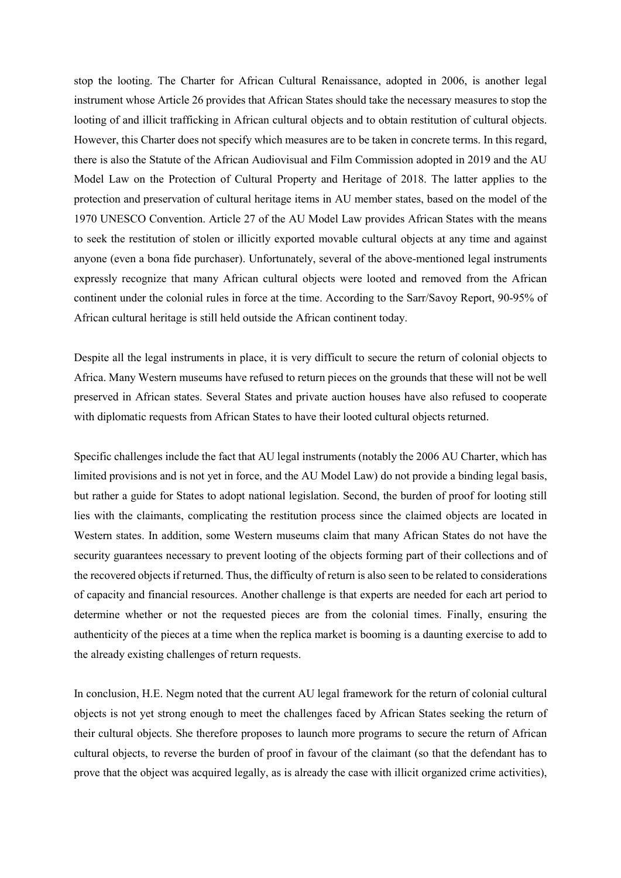stop the looting. The Charter for African Cultural Renaissance, adopted in 2006, is another legal instrument whose Article 26 provides that African States should take the necessary measures to stop the looting of and illicit trafficking in African cultural objects and to obtain restitution of cultural objects. However, this Charter does not specify which measures are to be taken in concrete terms. In this regard, there is also the Statute of the African Audiovisual and Film Commission adopted in 2019 and the AU Model Law on the Protection of Cultural Property and Heritage of 2018. The latter applies to the protection and preservation of cultural heritage items in AU member states, based on the model of the 1970 UNESCO Convention. Article 27 of the AU Model Law provides African States with the means to seek the restitution of stolen or illicitly exported movable cultural objects at any time and against anyone (even a bona fide purchaser). Unfortunately, several of the above-mentioned legal instruments expressly recognize that many African cultural objects were looted and removed from the African continent under the colonial rules in force at the time. According to the Sarr/Savoy Report, 90-95% of African cultural heritage is still held outside the African continent today.

Despite all the legal instruments in place, it is very difficult to secure the return of colonial objects to Africa. Many Western museums have refused to return pieces on the grounds that these will not be well preserved in African states. Several States and private auction houses have also refused to cooperate with diplomatic requests from African States to have their looted cultural objects returned.

Specific challenges include the fact that AU legal instruments (notably the 2006 AU Charter, which has limited provisions and is not yet in force, and the AU Model Law) do not provide a binding legal basis, but rather a guide for States to adopt national legislation. Second, the burden of proof for looting still lies with the claimants, complicating the restitution process since the claimed objects are located in Western states. In addition, some Western museums claim that many African States do not have the security guarantees necessary to prevent looting of the objects forming part of their collections and of the recovered objects if returned. Thus, the difficulty of return is also seen to be related to considerations of capacity and financial resources. Another challenge is that experts are needed for each art period to determine whether or not the requested pieces are from the colonial times. Finally, ensuring the authenticity of the pieces at a time when the replica market is booming is a daunting exercise to add to the already existing challenges of return requests.

In conclusion, H.E. Negm noted that the current AU legal framework for the return of colonial cultural objects is not yet strong enough to meet the challenges faced by African States seeking the return of their cultural objects. She therefore proposes to launch more programs to secure the return of African cultural objects, to reverse the burden of proof in favour of the claimant (so that the defendant has to prove that the object was acquired legally, as is already the case with illicit organized crime activities),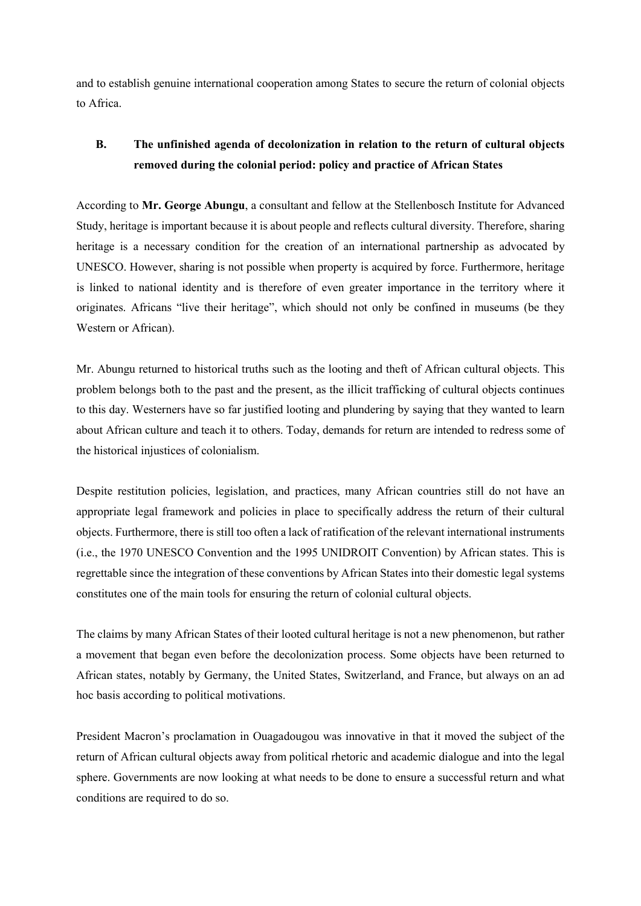and to establish genuine international cooperation among States to secure the return of colonial objects to Africa.

## B. The unfinished agenda of decolonization in relation to the return of cultural objects removed during the colonial period: policy and practice of African States

According to **Mr. George Abungu**, a consultant and fellow at the Stellenbosch Institute for Advanced Study, heritage is important because it is about people and reflects cultural diversity. Therefore, sharing heritage is a necessary condition for the creation of an international partnership as advocated by UNESCO. However, sharing is not possible when property is acquired by force. Furthermore, heritage is linked to national identity and is therefore of even greater importance in the territory where it originates. Africans "live their heritage", which should not only be confined in museums (be they Western or African).

Mr. Abungu returned to historical truths such as the looting and theft of African cultural objects. This problem belongs both to the past and the present, as the illicit trafficking of cultural objects continues to this day. Westerners have so far justified looting and plundering by saying that they wanted to learn about African culture and teach it to others. Today, demands for return are intended to redress some of the historical injustices of colonialism.

Despite restitution policies, legislation, and practices, many African countries still do not have an appropriate legal framework and policies in place to specifically address the return of their cultural objects. Furthermore, there is still too often a lack of ratification of the relevant international instruments (i.e., the 1970 UNESCO Convention and the 1995 UNIDROIT Convention) by African states. This is regrettable since the integration of these conventions by African States into their domestic legal systems constitutes one of the main tools for ensuring the return of colonial cultural objects.

The claims by many African States of their looted cultural heritage is not a new phenomenon, but rather a movement that began even before the decolonization process. Some objects have been returned to African states, notably by Germany, the United States, Switzerland, and France, but always on an ad hoc basis according to political motivations.

President Macron's proclamation in Ouagadougou was innovative in that it moved the subject of the return of African cultural objects away from political rhetoric and academic dialogue and into the legal sphere. Governments are now looking at what needs to be done to ensure a successful return and what conditions are required to do so.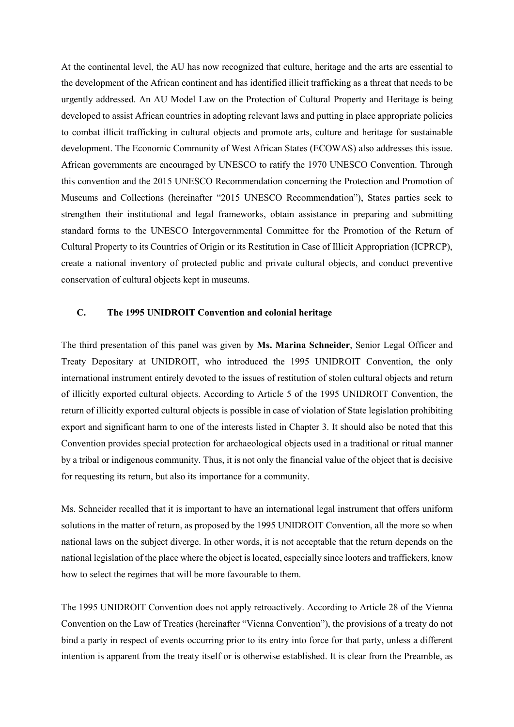At the continental level, the AU has now recognized that culture, heritage and the arts are essential to the development of the African continent and has identified illicit trafficking as a threat that needs to be urgently addressed. An AU Model Law on the Protection of Cultural Property and Heritage is being developed to assist African countries in adopting relevant laws and putting in place appropriate policies to combat illicit trafficking in cultural objects and promote arts, culture and heritage for sustainable development. The Economic Community of West African States (ECOWAS) also addresses this issue. African governments are encouraged by UNESCO to ratify the 1970 UNESCO Convention. Through this convention and the 2015 UNESCO Recommendation concerning the Protection and Promotion of Museums and Collections (hereinafter "2015 UNESCO Recommendation"), States parties seek to strengthen their institutional and legal frameworks, obtain assistance in preparing and submitting standard forms to the UNESCO Intergovernmental Committee for the Promotion of the Return of Cultural Property to its Countries of Origin or its Restitution in Case of Illicit Appropriation (ICPRCP), create a national inventory of protected public and private cultural objects, and conduct preventive conservation of cultural objects kept in museums.

### C. The 1995 UNIDROIT Convention and colonial heritage

The third presentation of this panel was given by **Ms. Marina Schneider**, Senior Legal Officer and Treaty Depositary at UNIDROIT, who introduced the 1995 UNIDROIT Convention, the only international instrument entirely devoted to the issues of restitution of stolen cultural objects and return of illicitly exported cultural objects. According to Article 5 of the 1995 UNIDROIT Convention, the return of illicitly exported cultural objects is possible in case of violation of State legislation prohibiting export and significant harm to one of the interests listed in Chapter 3. It should also be noted that this Convention provides special protection for archaeological objects used in a traditional or ritual manner by a tribal or indigenous community. Thus, it is not only the financial value of the object that is decisive for requesting its return, but also its importance for a community.

Ms. Schneider recalled that it is important to have an international legal instrument that offers uniform solutions in the matter of return, as proposed by the 1995 UNIDROIT Convention, all the more so when national laws on the subject diverge. In other words, it is not acceptable that the return depends on the national legislation of the place where the object is located, especially since looters and traffickers, know how to select the regimes that will be more favourable to them.

The 1995 UNIDROIT Convention does not apply retroactively. According to Article 28 of the Vienna Convention on the Law of Treaties (hereinafter "Vienna Convention"), the provisions of a treaty do not bind a party in respect of events occurring prior to its entry into force for that party, unless a different intention is apparent from the treaty itself or is otherwise established. It is clear from the Preamble, as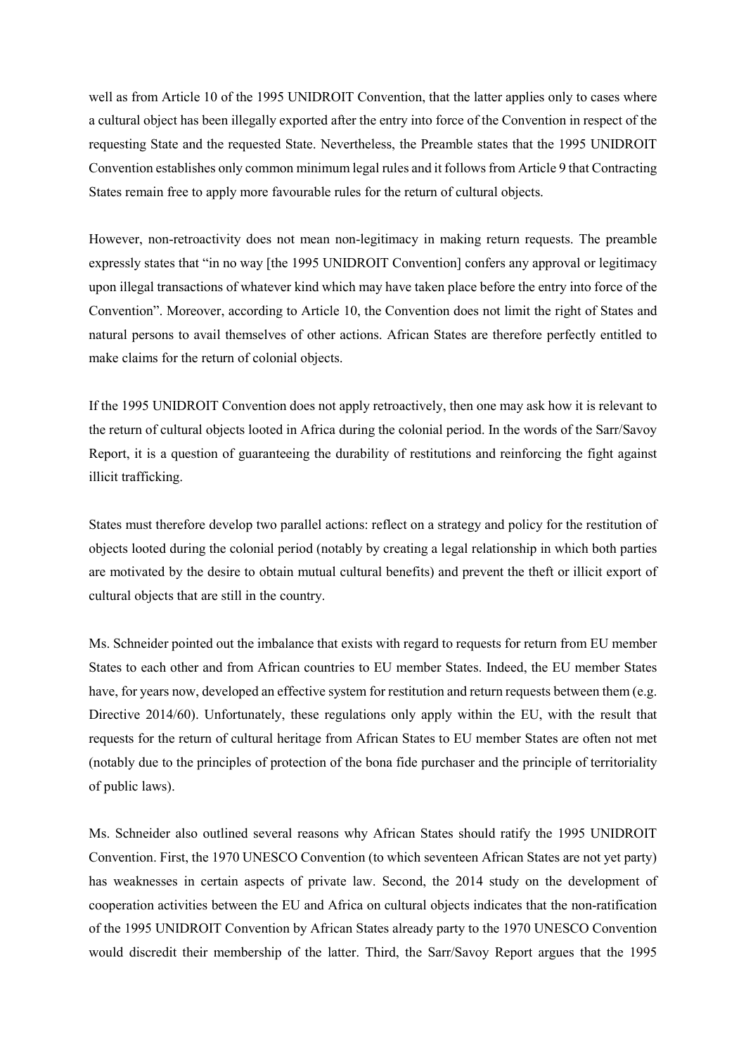well as from Article 10 of the 1995 UNIDROIT Convention, that the latter applies only to cases where a cultural object has been illegally exported after the entry into force of the Convention in respect of the requesting State and the requested State. Nevertheless, the Preamble states that the 1995 UNIDROIT Convention establishes only common minimum legal rules and it follows from Article 9 that Contracting States remain free to apply more favourable rules for the return of cultural objects.

However, non-retroactivity does not mean non-legitimacy in making return requests. The preamble expressly states that "in no way [the 1995 UNIDROIT Convention] confers any approval or legitimacy upon illegal transactions of whatever kind which may have taken place before the entry into force of the Convention". Moreover, according to Article 10, the Convention does not limit the right of States and natural persons to avail themselves of other actions. African States are therefore perfectly entitled to make claims for the return of colonial objects.

If the 1995 UNIDROIT Convention does not apply retroactively, then one may ask how it is relevant to the return of cultural objects looted in Africa during the colonial period. In the words of the Sarr/Savoy Report, it is a question of guaranteeing the durability of restitutions and reinforcing the fight against illicit trafficking.

States must therefore develop two parallel actions: reflect on a strategy and policy for the restitution of objects looted during the colonial period (notably by creating a legal relationship in which both parties are motivated by the desire to obtain mutual cultural benefits) and prevent the theft or illicit export of cultural objects that are still in the country.

Ms. Schneider pointed out the imbalance that exists with regard to requests for return from EU member States to each other and from African countries to EU member States. Indeed, the EU member States have, for years now, developed an effective system for restitution and return requests between them (e.g. Directive 2014/60). Unfortunately, these regulations only apply within the EU, with the result that requests for the return of cultural heritage from African States to EU member States are often not met (notably due to the principles of protection of the bona fide purchaser and the principle of territoriality of public laws).

Ms. Schneider also outlined several reasons why African States should ratify the 1995 UNIDROIT Convention. First, the 1970 UNESCO Convention (to which seventeen African States are not yet party) has weaknesses in certain aspects of private law. Second, the 2014 study on the development of cooperation activities between the EU and Africa on cultural objects indicates that the non-ratification of the 1995 UNIDROIT Convention by African States already party to the 1970 UNESCO Convention would discredit their membership of the latter. Third, the Sarr/Savoy Report argues that the 1995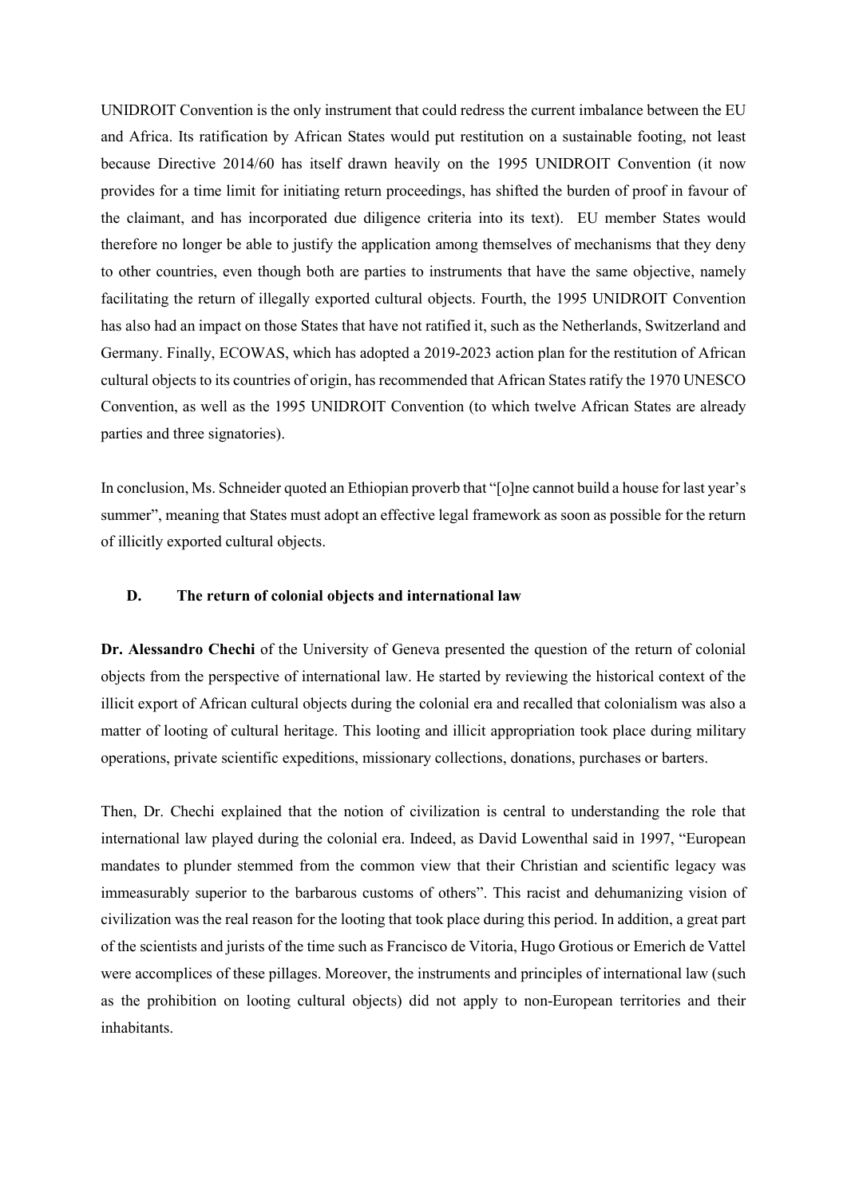UNIDROIT Convention is the only instrument that could redress the current imbalance between the EU and Africa. Its ratification by African States would put restitution on a sustainable footing, not least because Directive 2014/60 has itself drawn heavily on the 1995 UNIDROIT Convention (it now provides for a time limit for initiating return proceedings, has shifted the burden of proof in favour of the claimant, and has incorporated due diligence criteria into its text). EU member States would therefore no longer be able to justify the application among themselves of mechanisms that they deny to other countries, even though both are parties to instruments that have the same objective, namely facilitating the return of illegally exported cultural objects. Fourth, the 1995 UNIDROIT Convention has also had an impact on those States that have not ratified it, such as the Netherlands, Switzerland and Germany. Finally, ECOWAS, which has adopted a 2019-2023 action plan for the restitution of African cultural objects to its countries of origin, has recommended that African States ratify the 1970 UNESCO Convention, as well as the 1995 UNIDROIT Convention (to which twelve African States are already parties and three signatories).

In conclusion, Ms. Schneider quoted an Ethiopian proverb that "[o]ne cannot build a house for last year's summer", meaning that States must adopt an effective legal framework as soon as possible for the return of illicitly exported cultural objects.

### D. The return of colonial objects and international law

**Dr. Alessandro Chechi** of the University of Geneva presented the question of the return of colonial objects from the perspective of international law. He started by reviewing the historical context of the illicit export of African cultural objects during the colonial era and recalled that colonialism was also a matter of looting of cultural heritage. This looting and illicit appropriation took place during military operations, private scientific expeditions, missionary collections, donations, purchases or barters.

Then, Dr. Chechi explained that the notion of civilization is central to understanding the role that international law played during the colonial era. Indeed, as David Lowenthal said in 1997, "European mandates to plunder stemmed from the common view that their Christian and scientific legacy was immeasurably superior to the barbarous customs of others". This racist and dehumanizing vision of civilization was the real reason for the looting that took place during this period. In addition, a great part of the scientists and jurists of the time such as Francisco de Vitoria, Hugo Grotious or Emerich de Vattel were accomplices of these pillages. Moreover, the instruments and principles of international law (such as the prohibition on looting cultural objects) did not apply to non-European territories and their inhabitants.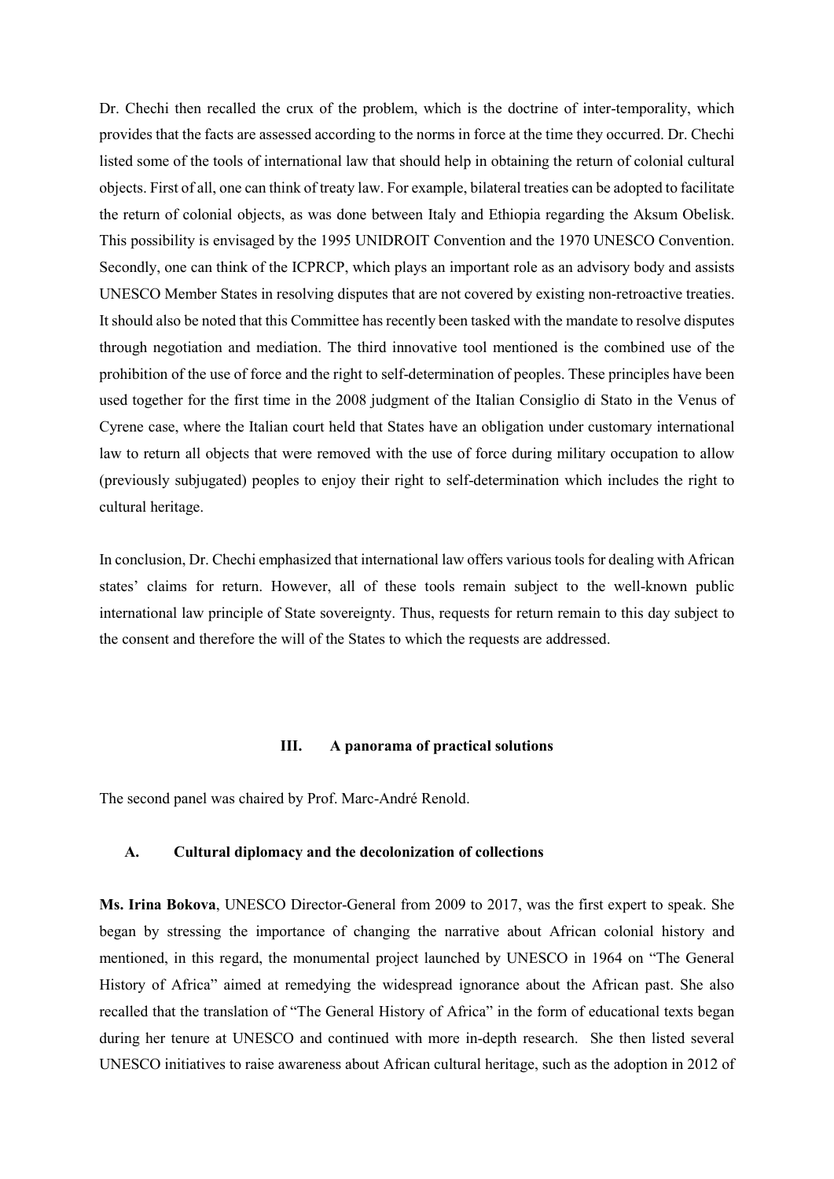Dr. Chechi then recalled the crux of the problem, which is the doctrine of inter-temporality, which provides that the facts are assessed according to the norms in force at the time they occurred. Dr. Chechi listed some of the tools of international law that should help in obtaining the return of colonial cultural objects. First of all, one can think of treaty law. For example, bilateral treaties can be adopted to facilitate the return of colonial objects, as was done between Italy and Ethiopia regarding the Aksum Obelisk. This possibility is envisaged by the 1995 UNIDROIT Convention and the 1970 UNESCO Convention. Secondly, one can think of the ICPRCP, which plays an important role as an advisory body and assists UNESCO Member States in resolving disputes that are not covered by existing non-retroactive treaties. It should also be noted that this Committee has recently been tasked with the mandate to resolve disputes through negotiation and mediation. The third innovative tool mentioned is the combined use of the prohibition of the use of force and the right to self-determination of peoples. These principles have been used together for the first time in the 2008 judgment of the Italian Consiglio di Stato in the Venus of Cyrene case, where the Italian court held that States have an obligation under customary international law to return all objects that were removed with the use of force during military occupation to allow (previously subjugated) peoples to enjoy their right to self-determination which includes the right to cultural heritage.

In conclusion, Dr. Chechi emphasized that international law offers various tools for dealing with African states' claims for return. However, all of these tools remain subject to the well-known public international law principle of State sovereignty. Thus, requests for return remain to this day subject to the consent and therefore the will of the States to which the requests are addressed.

## III. A panorama of practical solutions

The second panel was chaired by Prof. Marc-André Renold.

### A. Cultural diplomacy and the decolonization of collections

**Ms. Irina Bokova**, UNESCO Director-General from 2009 to 2017, was the first expert to speak. She began by stressing the importance of changing the narrative about African colonial history and mentioned, in this regard, the monumental project launched by UNESCO in 1964 on "The General History of Africa" aimed at remedying the widespread ignorance about the African past. She also recalled that the translation of "The General History of Africa" in the form of educational texts began during her tenure at UNESCO and continued with more in-depth research. She then listed several UNESCO initiatives to raise awareness about African cultural heritage, such as the adoption in 2012 of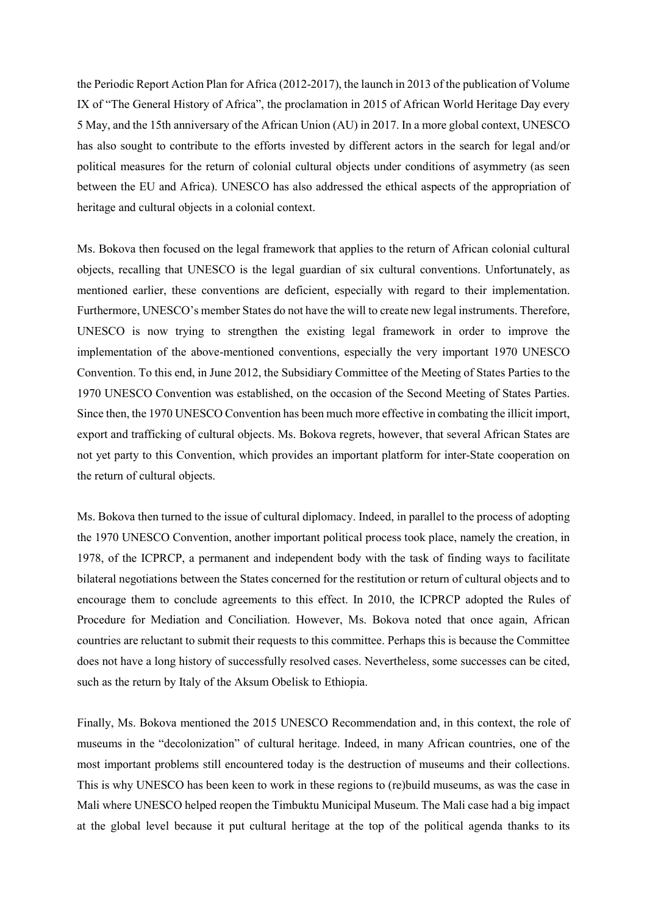the Periodic Report Action Plan for Africa (2012-2017), the launch in 2013 of the publication of Volume IX of "The General History of Africa", the proclamation in 2015 of African World Heritage Day every 5 May, and the 15th anniversary of the African Union (AU) in 2017. In a more global context, UNESCO has also sought to contribute to the efforts invested by different actors in the search for legal and/or political measures for the return of colonial cultural objects under conditions of asymmetry (as seen between the EU and Africa). UNESCO has also addressed the ethical aspects of the appropriation of heritage and cultural objects in a colonial context.

Ms. Bokova then focused on the legal framework that applies to the return of African colonial cultural objects, recalling that UNESCO is the legal guardian of six cultural conventions. Unfortunately, as mentioned earlier, these conventions are deficient, especially with regard to their implementation. Furthermore, UNESCO's member States do not have the will to create new legal instruments. Therefore, UNESCO is now trying to strengthen the existing legal framework in order to improve the implementation of the above-mentioned conventions, especially the very important 1970 UNESCO Convention. To this end, in June 2012, the Subsidiary Committee of the Meeting of States Parties to the 1970 UNESCO Convention was established, on the occasion of the Second Meeting of States Parties. Since then, the 1970 UNESCO Convention has been much more effective in combating the illicit import, export and trafficking of cultural objects. Ms. Bokova regrets, however, that several African States are not yet party to this Convention, which provides an important platform for inter-State cooperation on the return of cultural objects.

Ms. Bokova then turned to the issue of cultural diplomacy. Indeed, in parallel to the process of adopting the 1970 UNESCO Convention, another important political process took place, namely the creation, in 1978, of the ICPRCP, a permanent and independent body with the task of finding ways to facilitate bilateral negotiations between the States concerned for the restitution or return of cultural objects and to encourage them to conclude agreements to this effect. In 2010, the ICPRCP adopted the Rules of Procedure for Mediation and Conciliation. However, Ms. Bokova noted that once again, African countries are reluctant to submit their requests to this committee. Perhaps this is because the Committee does not have a long history of successfully resolved cases. Nevertheless, some successes can be cited, such as the return by Italy of the Aksum Obelisk to Ethiopia.

Finally, Ms. Bokova mentioned the 2015 UNESCO Recommendation and, in this context, the role of museums in the "decolonization" of cultural heritage. Indeed, in many African countries, one of the most important problems still encountered today is the destruction of museums and their collections. This is why UNESCO has been keen to work in these regions to (re)build museums, as was the case in Mali where UNESCO helped reopen the Timbuktu Municipal Museum. The Mali case had a big impact at the global level because it put cultural heritage at the top of the political agenda thanks to its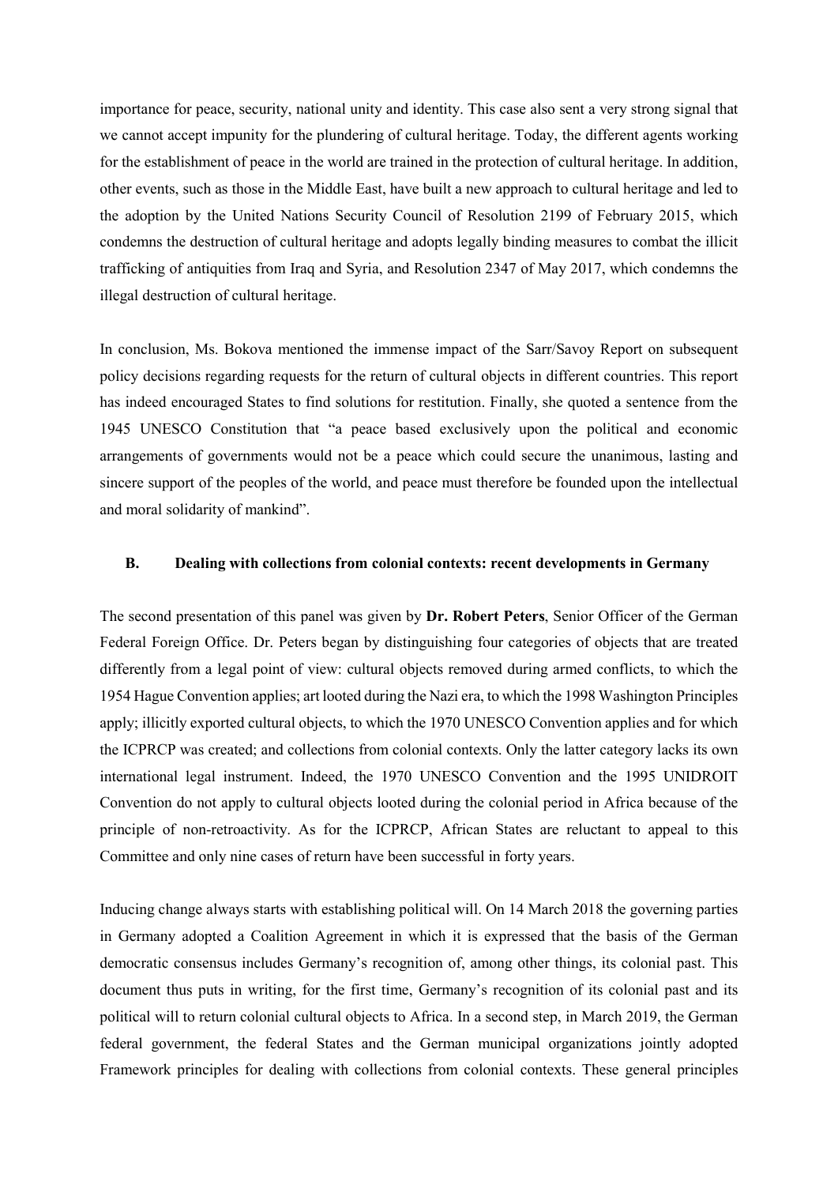importance for peace, security, national unity and identity. This case also sent a very strong signal that we cannot accept impunity for the plundering of cultural heritage. Today, the different agents working for the establishment of peace in the world are trained in the protection of cultural heritage. In addition, other events, such as those in the Middle East, have built a new approach to cultural heritage and led to the adoption by the United Nations Security Council of Resolution 2199 of February 2015, which condemns the destruction of cultural heritage and adopts legally binding measures to combat the illicit trafficking of antiquities from Iraq and Syria, and Resolution 2347 of May 2017, which condemns the illegal destruction of cultural heritage.

In conclusion, Ms. Bokova mentioned the immense impact of the Sarr/Savoy Report on subsequent policy decisions regarding requests for the return of cultural objects in different countries. This report has indeed encouraged States to find solutions for restitution. Finally, she quoted a sentence from the 1945 UNESCO Constitution that "a peace based exclusively upon the political and economic arrangements of governments would not be a peace which could secure the unanimous, lasting and sincere support of the peoples of the world, and peace must therefore be founded upon the intellectual and moral solidarity of mankind".

### B. Dealing with collections from colonial contexts: recent developments in Germany

The second presentation of this panel was given by **Dr. Robert Peters**, Senior Officer of the German Federal Foreign Office. Dr. Peters began by distinguishing four categories of objects that are treated differently from a legal point of view: cultural objects removed during armed conflicts, to which the 1954 Hague Convention applies; art looted during the Nazi era, to which the 1998 Washington Principles apply; illicitly exported cultural objects, to which the 1970 UNESCO Convention applies and for which the ICPRCP was created; and collections from colonial contexts. Only the latter category lacks its own international legal instrument. Indeed, the 1970 UNESCO Convention and the 1995 UNIDROIT Convention do not apply to cultural objects looted during the colonial period in Africa because of the principle of non-retroactivity. As for the ICPRCP, African States are reluctant to appeal to this Committee and only nine cases of return have been successful in forty years.

Inducing change always starts with establishing political will. On 14 March 2018 the governing parties in Germany adopted a Coalition Agreement in which it is expressed that the basis of the German democratic consensus includes Germany's recognition of, among other things, its colonial past. This document thus puts in writing, for the first time, Germany's recognition of its colonial past and its political will to return colonial cultural objects to Africa. In a second step, in March 2019, the German federal government, the federal States and the German municipal organizations jointly adopted Framework principles for dealing with collections from colonial contexts. These general principles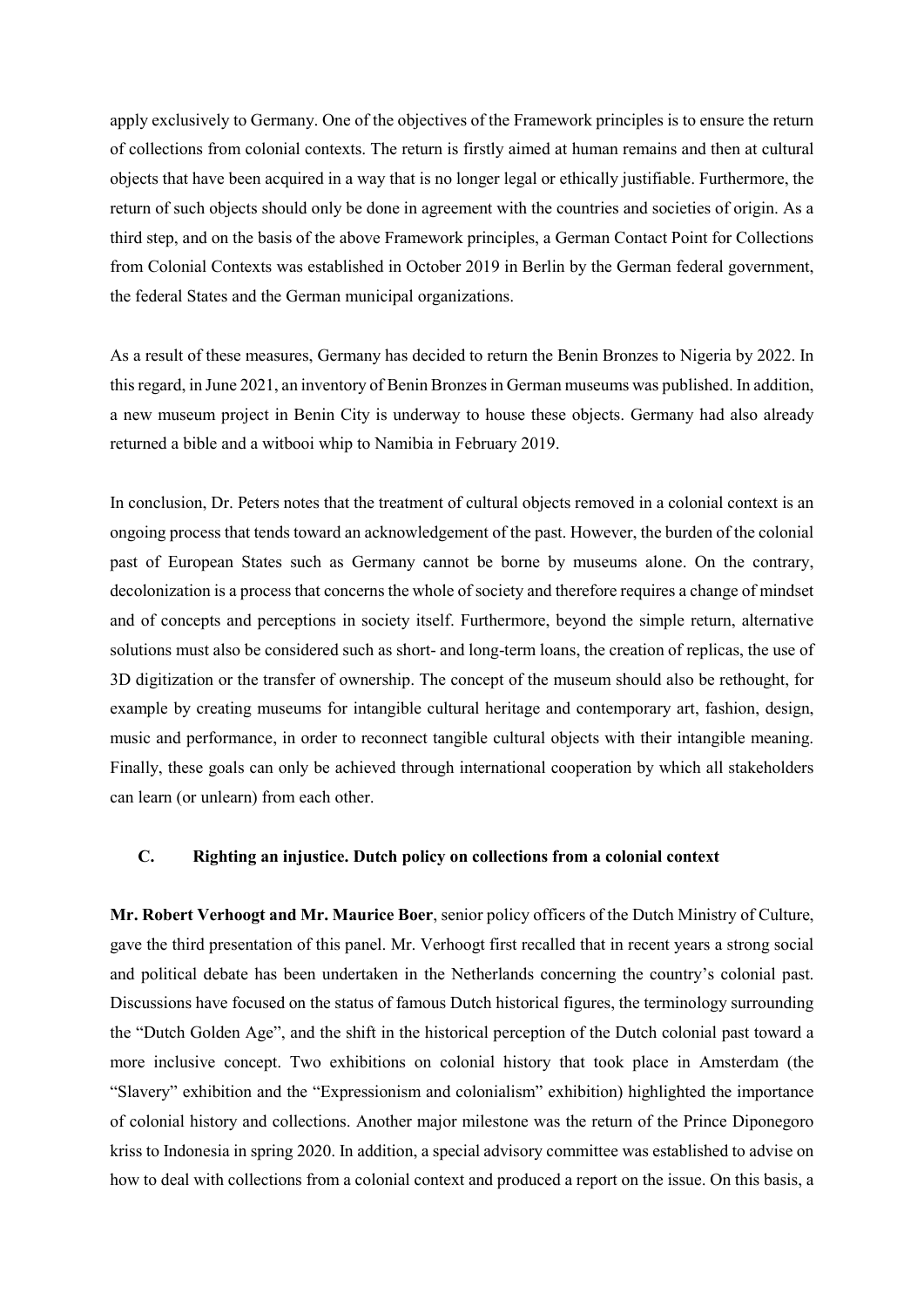apply exclusively to Germany. One of the objectives of the Framework principles is to ensure the return of collections from colonial contexts. The return is firstly aimed at human remains and then at cultural objects that have been acquired in a way that is no longer legal or ethically justifiable. Furthermore, the return of such objects should only be done in agreement with the countries and societies of origin. As a third step, and on the basis of the above Framework principles, a German Contact Point for Collections from Colonial Contexts was established in October 2019 in Berlin by the German federal government, the federal States and the German municipal organizations.

As a result of these measures, Germany has decided to return the Benin Bronzes to Nigeria by 2022. In this regard, in June 2021, an inventory of Benin Bronzes in German museums was published. In addition, a new museum project in Benin City is underway to house these objects. Germany had also already returned a bible and a witbooi whip to Namibia in February 2019.

In conclusion, Dr. Peters notes that the treatment of cultural objects removed in a colonial context is an ongoing process that tends toward an acknowledgement of the past. However, the burden of the colonial past of European States such as Germany cannot be borne by museums alone. On the contrary, decolonization is a process that concerns the whole of society and therefore requires a change of mindset and of concepts and perceptions in society itself. Furthermore, beyond the simple return, alternative solutions must also be considered such as short- and long-term loans, the creation of replicas, the use of 3D digitization or the transfer of ownership. The concept of the museum should also be rethought, for example by creating museums for intangible cultural heritage and contemporary art, fashion, design, music and performance, in order to reconnect tangible cultural objects with their intangible meaning. Finally, these goals can only be achieved through international cooperation by which all stakeholders can learn (or unlearn) from each other.

### C. Righting an injustice. Dutch policy on collections from a colonial context

**Mr. Robert Verhoogt and Mr. Maurice Boer**, senior policy officers of the Dutch Ministry of Culture, gave the third presentation of this panel. Mr. Verhoogt first recalled that in recent years a strong social and political debate has been undertaken in the Netherlands concerning the country's colonial past. Discussions have focused on the status of famous Dutch historical figures, the terminology surrounding the "Dutch Golden Age", and the shift in the historical perception of the Dutch colonial past toward a more inclusive concept. Two exhibitions on colonial history that took place in Amsterdam (the "Slavery" exhibition and the "Expressionism and colonialism" exhibition) highlighted the importance of colonial history and collections. Another major milestone was the return of the Prince Diponegoro kriss to Indonesia in spring 2020. In addition, a special advisory committee was established to advise on how to deal with collections from a colonial context and produced a report on the issue. On this basis, a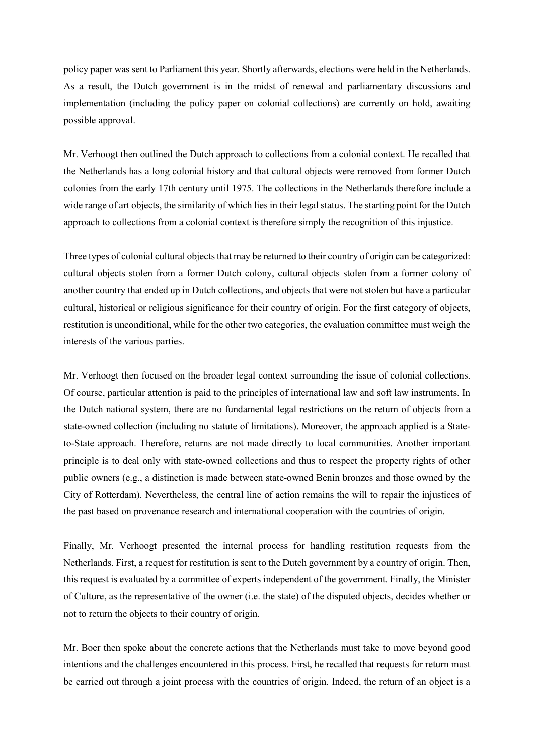policy paper was sent to Parliament this year. Shortly afterwards, elections were held in the Netherlands. As a result, the Dutch government is in the midst of renewal and parliamentary discussions and implementation (including the policy paper on colonial collections) are currently on hold, awaiting possible approval.

Mr. Verhoogt then outlined the Dutch approach to collections from a colonial context. He recalled that the Netherlands has a long colonial history and that cultural objects were removed from former Dutch colonies from the early 17th century until 1975. The collections in the Netherlands therefore include a wide range of art objects, the similarity of which lies in their legal status. The starting point for the Dutch approach to collections from a colonial context is therefore simply the recognition of this injustice.

Three types of colonial cultural objects that may be returned to their country of origin can be categorized: cultural objects stolen from a former Dutch colony, cultural objects stolen from a former colony of another country that ended up in Dutch collections, and objects that were not stolen but have a particular cultural, historical or religious significance for their country of origin. For the first category of objects, restitution is unconditional, while for the other two categories, the evaluation committee must weigh the interests of the various parties.

Mr. Verhoogt then focused on the broader legal context surrounding the issue of colonial collections. Of course, particular attention is paid to the principles of international law and soft law instruments. In the Dutch national system, there are no fundamental legal restrictions on the return of objects from a state-owned collection (including no statute of limitations). Moreover, the approach applied is a State-to-State approach. Therefore, returns are not made directly to local communities. Another important principle is to deal only with state-owned collections and thus to respect the property rights of other public owners (e.g., a distinction is made between state-owned Benin bronzes and those owned by the City of Rotterdam). Nevertheless, the central line of action remains the will to repair the injustices of the past based on provenance research and international cooperation with the countries of origin.

Finally, Mr. Verhoogt presented the internal process for handling restitution requests from the Netherlands. First, a request for restitution is sent to the Dutch government by a country of origin. Then, this request is evaluated by a committee of experts independent of the government. Finally, the Minister of Culture, as the representative of the owner (i.e. the state) of the disputed objects, decides whether or not to return the objects to their country of origin.

Mr. Boer then spoke about the concrete actions that the Netherlands must take to move beyond good intentions and the challenges encountered in this process. First, he recalled that requests for return must be carried out through a joint process with the countries of origin. Indeed, the return of an object is a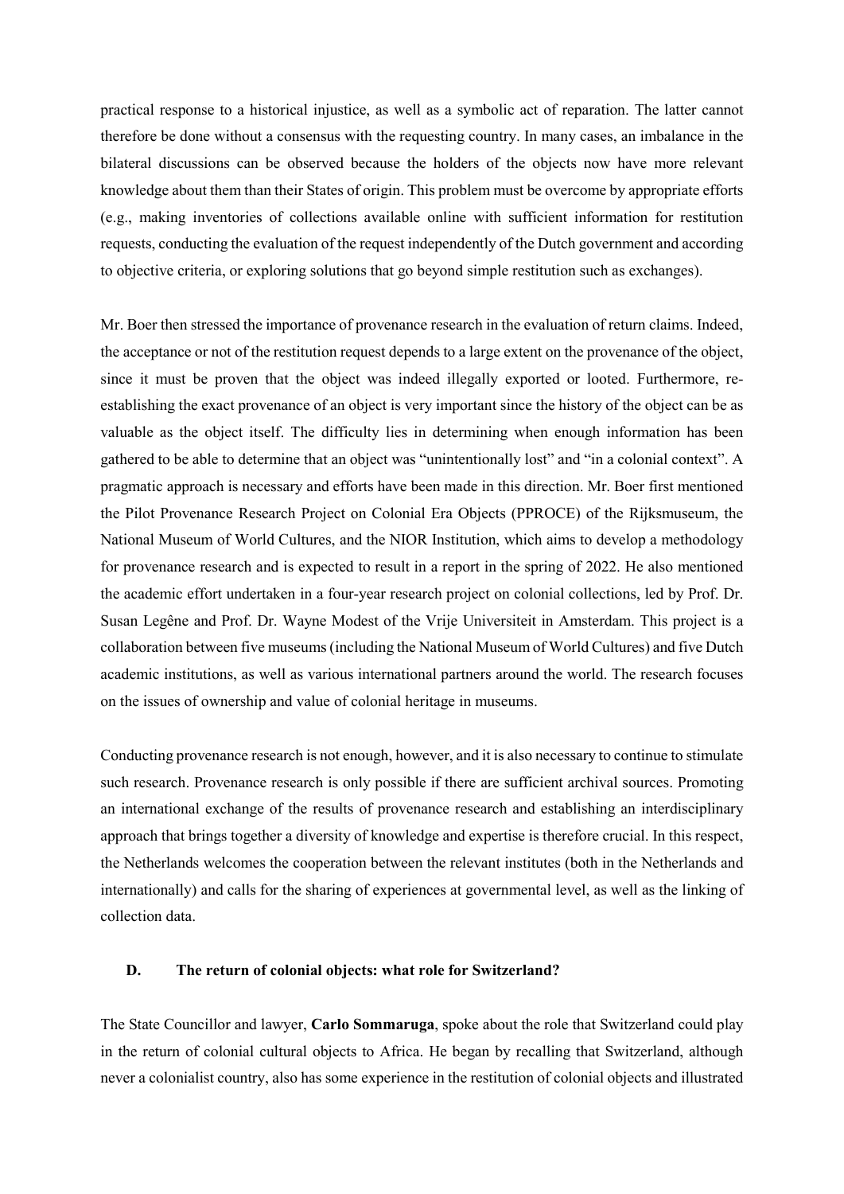practical response to a historical injustice, as well as a symbolic act of reparation. The latter cannot therefore be done without a consensus with the requesting country. In many cases, an imbalance in the bilateral discussions can be observed because the holders of the objects now have more relevant knowledge about them than their States of origin. This problem must be overcome by appropriate efforts (e.g., making inventories of collections available online with sufficient information for restitution requests, conducting the evaluation of the request independently of the Dutch government and according to objective criteria, or exploring solutions that go beyond simple restitution such as exchanges).

Mr. Boer then stressed the importance of provenance research in the evaluation of return claims. Indeed, the acceptance or not of the restitution request depends to a large extent on the provenance of the object, since it must be proven that the object was indeed illegally exported or looted. Furthermore, re-establishing the exact provenance of an object is very important since the history of the object can be as valuable as the object itself. The difficulty lies in determining when enough information has been gathered to be able to determine that an object was "unintentionally lost" and "in a colonial context". A pragmatic approach is necessary and efforts have been made in this direction. Mr. Boer first mentioned the Pilot Provenance Research Project on Colonial Era Objects (PPROCE) of the Rijksmuseum, the National Museum of World Cultures, and the NIOR Institution, which aims to develop a methodology for provenance research and is expected to result in a report in the spring of 2022. He also mentioned the academic effort undertaken in a four-year research project on colonial collections, led by Prof. Dr. Susan Legêne and Prof. Dr. Wayne Modest of the Vrije Universiteit in Amsterdam. This project is a collaboration between five museums (including the National Museum of World Cultures) and five Dutch academic institutions, as well as various international partners around the world. The research focuses on the issues of ownership and value of colonial heritage in museums.

Conducting provenance research is not enough, however, and it is also necessary to continue to stimulate such research. Provenance research is only possible if there are sufficient archival sources. Promoting an international exchange of the results of provenance research and establishing an interdisciplinary approach that brings together a diversity of knowledge and expertise is therefore crucial. In this respect, the Netherlands welcomes the cooperation between the relevant institutes (both in the Netherlands and internationally) and calls for the sharing of experiences at governmental level, as well as the linking of collection data.

### D. The return of colonial objects: what role for Switzerland?

The State Councillor and lawyer, **Carlo Sommaruga**, spoke about the role that Switzerland could play in the return of colonial cultural objects to Africa. He began by recalling that Switzerland, although never a colonialist country, also has some experience in the restitution of colonial objects and illustrated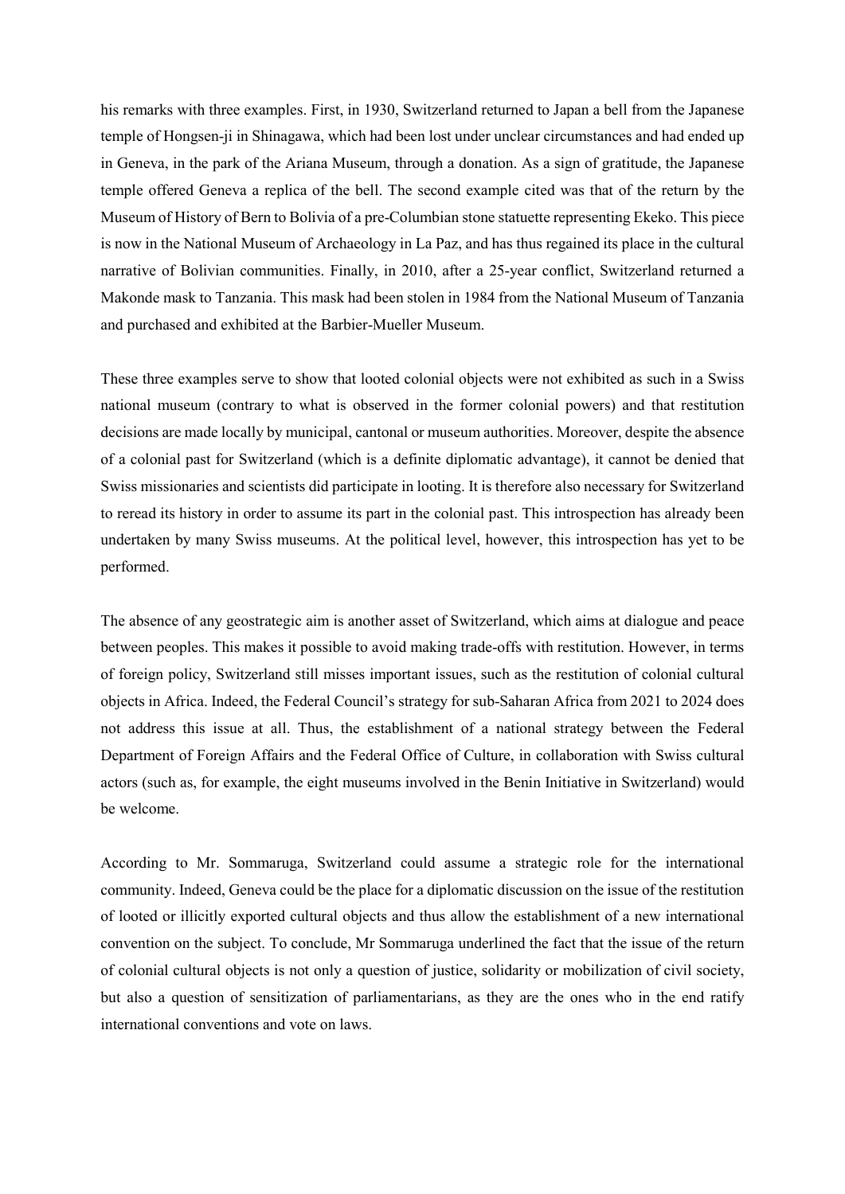his remarks with three examples. First, in 1930, Switzerland returned to Japan a bell from the Japanese temple of Hongsen-ji in Shinagawa, which had been lost under unclear circumstances and had ended up in Geneva, in the park of the Ariana Museum, through a donation. As a sign of gratitude, the Japanese temple offered Geneva a replica of the bell. The second example cited was that of the return by the Museum of History of Bern to Bolivia of a pre-Columbian stone statuette representing Ekeko. This piece is now in the National Museum of Archaeology in La Paz, and has thus regained its place in the cultural narrative of Bolivian communities. Finally, in 2010, after a 25-year conflict, Switzerland returned a Makonde mask to Tanzania. This mask had been stolen in 1984 from the National Museum of Tanzania and purchased and exhibited at the Barbier-Mueller Museum.

These three examples serve to show that looted colonial objects were not exhibited as such in a Swiss national museum (contrary to what is observed in the former colonial powers) and that restitution decisions are made locally by municipal, cantonal or museum authorities. Moreover, despite the absence of a colonial past for Switzerland (which is a definite diplomatic advantage), it cannot be denied that Swiss missionaries and scientists did participate in looting. It is therefore also necessary for Switzerland to reread its history in order to assume its part in the colonial past. This introspection has already been undertaken by many Swiss museums. At the political level, however, this introspection has yet to be performed.

The absence of any geostrategic aim is another asset of Switzerland, which aims at dialogue and peace between peoples. This makes it possible to avoid making trade-offs with restitution. However, in terms of foreign policy, Switzerland still misses important issues, such as the restitution of colonial cultural objects in Africa. Indeed, the Federal Council's strategy for sub-Saharan Africa from 2021 to 2024 does not address this issue at all. Thus, the establishment of a national strategy between the Federal Department of Foreign Affairs and the Federal Office of Culture, in collaboration with Swiss cultural actors (such as, for example, the eight museums involved in the Benin Initiative in Switzerland) would be welcome.

According to Mr. Sommaruga, Switzerland could assume a strategic role for the international community. Indeed, Geneva could be the place for a diplomatic discussion on the issue of the restitution of looted or illicitly exported cultural objects and thus allow the establishment of a new international convention on the subject. To conclude, Mr Sommaruga underlined the fact that the issue of the return of colonial cultural objects is not only a question of justice, solidarity or mobilization of civil society, but also a question of sensitization of parliamentarians, as they are the ones who in the end ratify international conventions and vote on laws.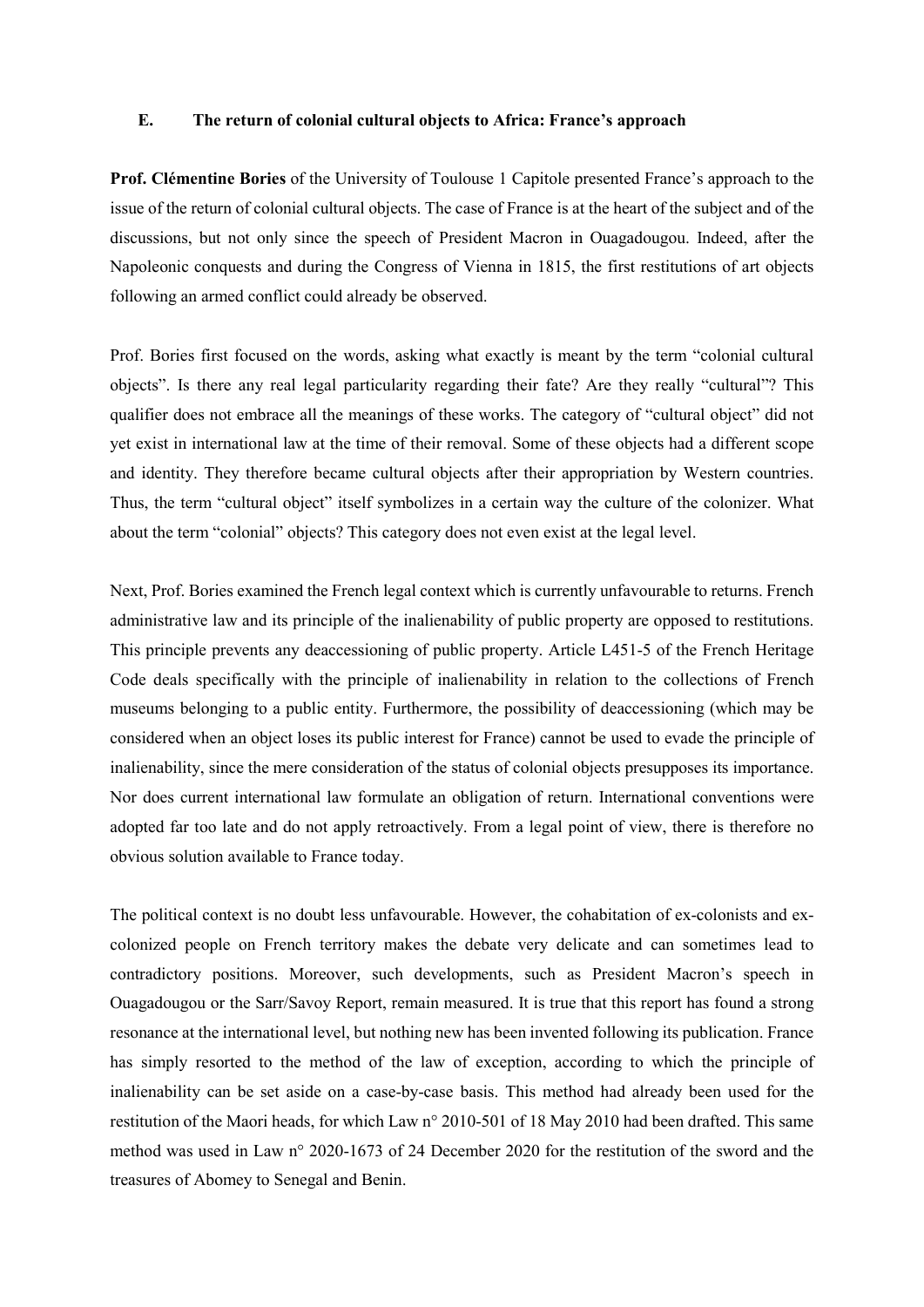### E. The return of colonial cultural objects to Africa: France's approach

**Prof. Clémentine Bories** of the University of Toulouse 1 Capitole presented France's approach to the issue of the return of colonial cultural objects. The case of France is at the heart of the subject and of the discussions, but not only since the speech of President Macron in Ouagadougou. Indeed, after the Napoleonic conquests and during the Congress of Vienna in 1815, the first restitutions of art objects following an armed conflict could already be observed.

Prof. Bories first focused on the words, asking what exactly is meant by the term "colonial cultural objects". Is there any real legal particularity regarding their fate? Are they really "cultural"? This qualifier does not embrace all the meanings of these works. The category of "cultural object" did not yet exist in international law at the time of their removal. Some of these objects had a different scope and identity. They therefore became cultural objects after their appropriation by Western countries. Thus, the term "cultural object" itself symbolizes in a certain way the culture of the colonizer. What about the term "colonial" objects? This category does not even exist at the legal level.

Next, Prof. Bories examined the French legal context which is currently unfavourable to returns. French administrative law and its principle of the inalienability of public property are opposed to restitutions. This principle prevents any deaccessioning of public property. Article L451-5 of the French Heritage Code deals specifically with the principle of inalienability in relation to the collections of French museums belonging to a public entity. Furthermore, the possibility of deaccessioning (which may be considered when an object loses its public interest for France) cannot be used to evade the principle of inalienability, since the mere consideration of the status of colonial objects presupposes its importance. Nor does current international law formulate an obligation of return. International conventions were adopted far too late and do not apply retroactively. From a legal point of view, there is therefore no obvious solution available to France today.

The political context is no doubt less unfavourable. However, the cohabitation of ex-colonists and ex-colonized people on French territory makes the debate very delicate and can sometimes lead to contradictory positions. Moreover, such developments, such as President Macron's speech in Ouagadougou or the Sarr/Savoy Report, remain measured. It is true that this report has found a strong resonance at the international level, but nothing new has been invented following its publication. France has simply resorted to the method of the law of exception, according to which the principle of inalienability can be set aside on a case-by-case basis. This method had already been used for the restitution of the Maori heads, for which Law n° 2010-501 of 18 May 2010 had been drafted. This same method was used in Law n° 2020-1673 of 24 December 2020 for the restitution of the sword and the treasures of Abomey to Senegal and Benin.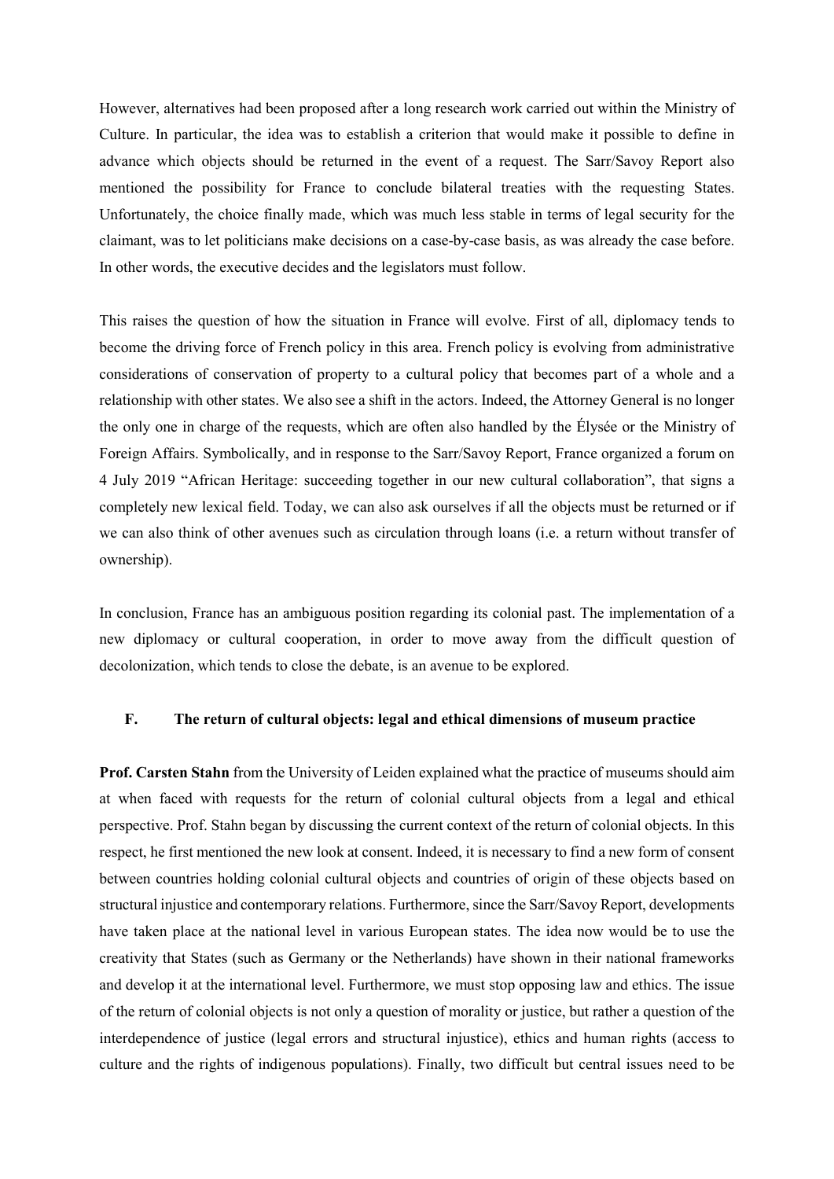However, alternatives had been proposed after a long research work carried out within the Ministry of Culture. In particular, the idea was to establish a criterion that would make it possible to define in advance which objects should be returned in the event of a request. The Sarr/Savoy Report also mentioned the possibility for France to conclude bilateral treaties with the requesting States. Unfortunately, the choice finally made, which was much less stable in terms of legal security for the claimant, was to let politicians make decisions on a case-by-case basis, as was already the case before. In other words, the executive decides and the legislators must follow.

This raises the question of how the situation in France will evolve. First of all, diplomacy tends to become the driving force of French policy in this area. French policy is evolving from administrative considerations of conservation of property to a cultural policy that becomes part of a whole and a relationship with other states. We also see a shift in the actors. Indeed, the Attorney General is no longer the only one in charge of the requests, which are often also handled by the Élysée or the Ministry of Foreign Affairs. Symbolically, and in response to the Sarr/Savoy Report, France organized a forum on 4 July 2019 "African Heritage: succeeding together in our new cultural collaboration", that signs a completely new lexical field. Today, we can also ask ourselves if all the objects must be returned or if we can also think of other avenues such as circulation through loans (i.e. a return without transfer of ownership).

In conclusion, France has an ambiguous position regarding its colonial past. The implementation of a new diplomacy or cultural cooperation, in order to move away from the difficult question of decolonization, which tends to close the debate, is an avenue to be explored.

### F. The return of cultural objects: legal and ethical dimensions of museum practice

**Prof. Carsten Stahn** from the University of Leiden explained what the practice of museums should aim at when faced with requests for the return of colonial cultural objects from a legal and ethical perspective. Prof. Stahn began by discussing the current context of the return of colonial objects. In this respect, he first mentioned the new look at consent. Indeed, it is necessary to find a new form of consent between countries holding colonial cultural objects and countries of origin of these objects based on structural injustice and contemporary relations. Furthermore, since the Sarr/Savoy Report, developments have taken place at the national level in various European states. The idea now would be to use the creativity that States (such as Germany or the Netherlands) have shown in their national frameworks and develop it at the international level. Furthermore, we must stop opposing law and ethics. The issue of the return of colonial objects is not only a question of morality or justice, but rather a question of the interdependence of justice (legal errors and structural injustice), ethics and human rights (access to culture and the rights of indigenous populations). Finally, two difficult but central issues need to be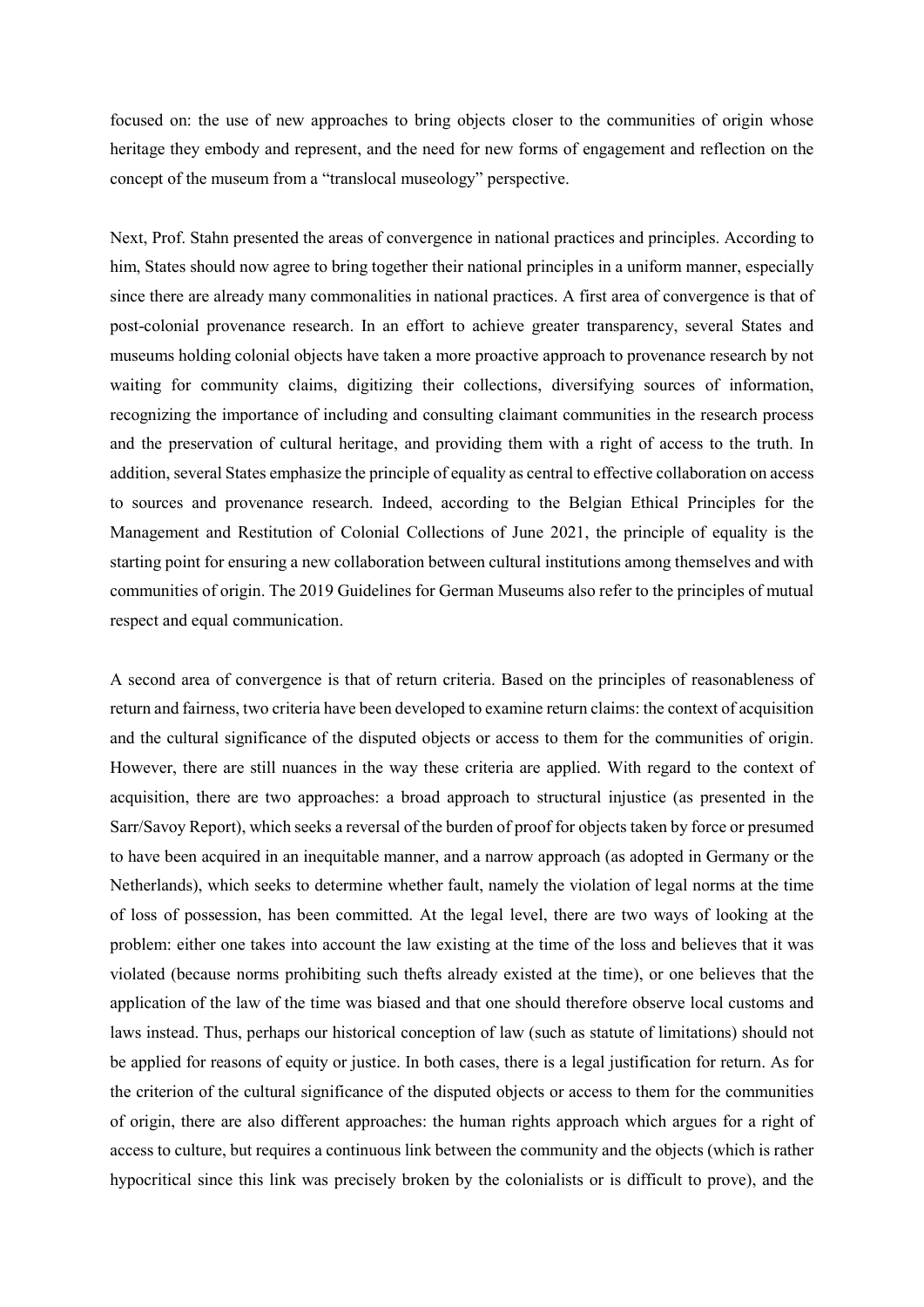focused on: the use of new approaches to bring objects closer to the communities of origin whose heritage they embody and represent, and the need for new forms of engagement and reflection on the concept of the museum from a "translocal museology" perspective.

Next, Prof. Stahn presented the areas of convergence in national practices and principles. According to him, States should now agree to bring together their national principles in a uniform manner, especially since there are already many commonalities in national practices. A first area of convergence is that of post-colonial provenance research. In an effort to achieve greater transparency, several States and museums holding colonial objects have taken a more proactive approach to provenance research by not waiting for community claims, digitizing their collections, diversifying sources of information, recognizing the importance of including and consulting claimant communities in the research process and the preservation of cultural heritage, and providing them with a right of access to the truth. In addition, several States emphasize the principle of equality as central to effective collaboration on access to sources and provenance research. Indeed, according to the Belgian Ethical Principles for the Management and Restitution of Colonial Collections of June 2021, the principle of equality is the starting point for ensuring a new collaboration between cultural institutions among themselves and with communities of origin. The 2019 Guidelines for German Museums also refer to the principles of mutual respect and equal communication.

A second area of convergence is that of return criteria. Based on the principles of reasonableness of return and fairness, two criteria have been developed to examine return claims: the context of acquisition and the cultural significance of the disputed objects or access to them for the communities of origin. However, there are still nuances in the way these criteria are applied. With regard to the context of acquisition, there are two approaches: a broad approach to structural injustice (as presented in the Sarr/Savoy Report), which seeks a reversal of the burden of proof for objects taken by force or presumed to have been acquired in an inequitable manner, and a narrow approach (as adopted in Germany or the Netherlands), which seeks to determine whether fault, namely the violation of legal norms at the time of loss of possession, has been committed. At the legal level, there are two ways of looking at the problem: either one takes into account the law existing at the time of the loss and believes that it was violated (because norms prohibiting such thefts already existed at the time), or one believes that the application of the law of the time was biased and that one should therefore observe local customs and laws instead. Thus, perhaps our historical conception of law (such as statute of limitations) should not be applied for reasons of equity or justice. In both cases, there is a legal justification for return. As for the criterion of the cultural significance of the disputed objects or access to them for the communities of origin, there are also different approaches: the human rights approach which argues for a right of access to culture, but requires a continuous link between the community and the objects (which is rather hypocritical since this link was precisely broken by the colonialists or is difficult to prove), and the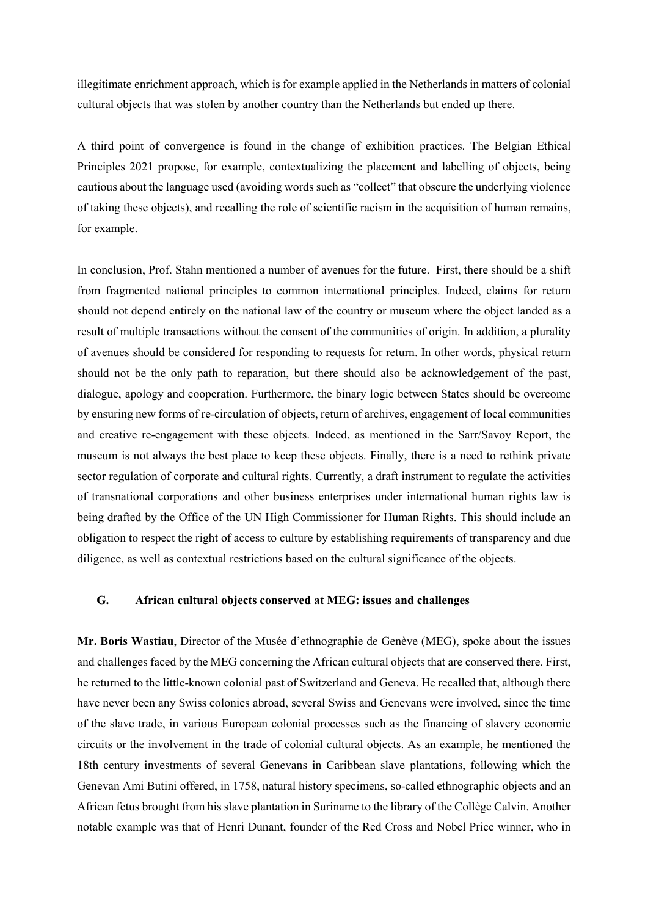illegitimate enrichment approach, which is for example applied in the Netherlands in matters of colonial cultural objects that was stolen by another country than the Netherlands but ended up there.

A third point of convergence is found in the change of exhibition practices. The Belgian Ethical Principles 2021 propose, for example, contextualizing the placement and labelling of objects, being cautious about the language used (avoiding words such as "collect" that obscure the underlying violence of taking these objects), and recalling the role of scientific racism in the acquisition of human remains, for example.

In conclusion, Prof. Stahn mentioned a number of avenues for the future. First, there should be a shift from fragmented national principles to common international principles. Indeed, claims for return should not depend entirely on the national law of the country or museum where the object landed as a result of multiple transactions without the consent of the communities of origin. In addition, a plurality of avenues should be considered for responding to requests for return. In other words, physical return should not be the only path to reparation, but there should also be acknowledgement of the past, dialogue, apology and cooperation. Furthermore, the binary logic between States should be overcome by ensuring new forms of re-circulation of objects, return of archives, engagement of local communities and creative re-engagement with these objects. Indeed, as mentioned in the Sarr/Savoy Report, the museum is not always the best place to keep these objects. Finally, there is a need to rethink private sector regulation of corporate and cultural rights. Currently, a draft instrument to regulate the activities of transnational corporations and other business enterprises under international human rights law is being drafted by the Office of the UN High Commissioner for Human Rights. This should include an obligation to respect the right of access to culture by establishing requirements of transparency and due diligence, as well as contextual restrictions based on the cultural significance of the objects.

### G. African cultural objects conserved at MEG: issues and challenges

**Mr. Boris Wastiau**, Director of the Musée d'ethnographie de Genève (MEG), spoke about the issues and challenges faced by the MEG concerning the African cultural objects that are conserved there. First, he returned to the little-known colonial past of Switzerland and Geneva. He recalled that, although there have never been any Swiss colonies abroad, several Swiss and Genevans were involved, since the time of the slave trade, in various European colonial processes such as the financing of slavery economic circuits or the involvement in the trade of colonial cultural objects. As an example, he mentioned the 18th century investments of several Genevans in Caribbean slave plantations, following which the Genevan Ami Butini offered, in 1758, natural history specimens, so-called ethnographic objects and an African fetus brought from his slave plantation in Suriname to the library of the Collège Calvin. Another notable example was that of Henri Dunant, founder of the Red Cross and Nobel Price winner, who in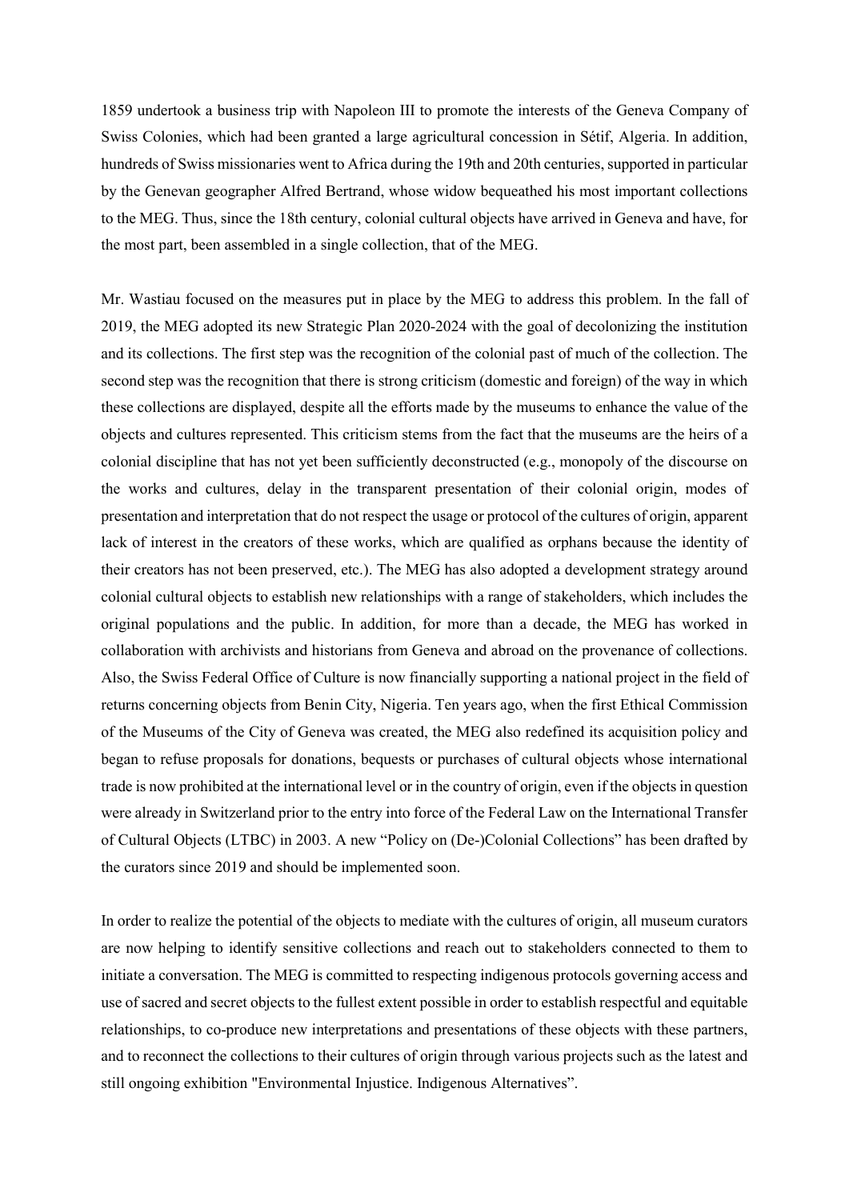1859 undertook a business trip with Napoleon III to promote the interests of the Geneva Company of Swiss Colonies, which had been granted a large agricultural concession in Sétif, Algeria. In addition, hundreds of Swiss missionaries went to Africa during the 19th and 20th centuries, supported in particular by the Genevan geographer Alfred Bertrand, whose widow bequeathed his most important collections to the MEG. Thus, since the 18th century, colonial cultural objects have arrived in Geneva and have, for the most part, been assembled in a single collection, that of the MEG.

Mr. Wastiau focused on the measures put in place by the MEG to address this problem. In the fall of 2019, the MEG adopted its new Strategic Plan 2020-2024 with the goal of decolonizing the institution and its collections. The first step was the recognition of the colonial past of much of the collection. The second step was the recognition that there is strong criticism (domestic and foreign) of the way in which these collections are displayed, despite all the efforts made by the museums to enhance the value of the objects and cultures represented. This criticism stems from the fact that the museums are the heirs of a colonial discipline that has not yet been sufficiently deconstructed (e.g., monopoly of the discourse on the works and cultures, delay in the transparent presentation of their colonial origin, modes of presentation and interpretation that do not respect the usage or protocol of the cultures of origin, apparent lack of interest in the creators of these works, which are qualified as orphans because the identity of their creators has not been preserved, etc.). The MEG has also adopted a development strategy around colonial cultural objects to establish new relationships with a range of stakeholders, which includes the original populations and the public. In addition, for more than a decade, the MEG has worked in collaboration with archivists and historians from Geneva and abroad on the provenance of collections. Also, the Swiss Federal Office of Culture is now financially supporting a national project in the field of returns concerning objects from Benin City, Nigeria. Ten years ago, when the first Ethical Commission of the Museums of the City of Geneva was created, the MEG also redefined its acquisition policy and began to refuse proposals for donations, bequests or purchases of cultural objects whose international trade is now prohibited at the international level or in the country of origin, even if the objects in question were already in Switzerland prior to the entry into force of the Federal Law on the International Transfer of Cultural Objects (LTBC) in 2003. A new "Policy on (De-)Colonial Collections" has been drafted by the curators since 2019 and should be implemented soon.

In order to realize the potential of the objects to mediate with the cultures of origin, all museum curators are now helping to identify sensitive collections and reach out to stakeholders connected to them to initiate a conversation. The MEG is committed to respecting indigenous protocols governing access and use of sacred and secret objects to the fullest extent possible in order to establish respectful and equitable relationships, to co-produce new interpretations and presentations of these objects with these partners, and to reconnect the collections to their cultures of origin through various projects such as the latest and still ongoing exhibition "Environmental Injustice. Indigenous Alternatives".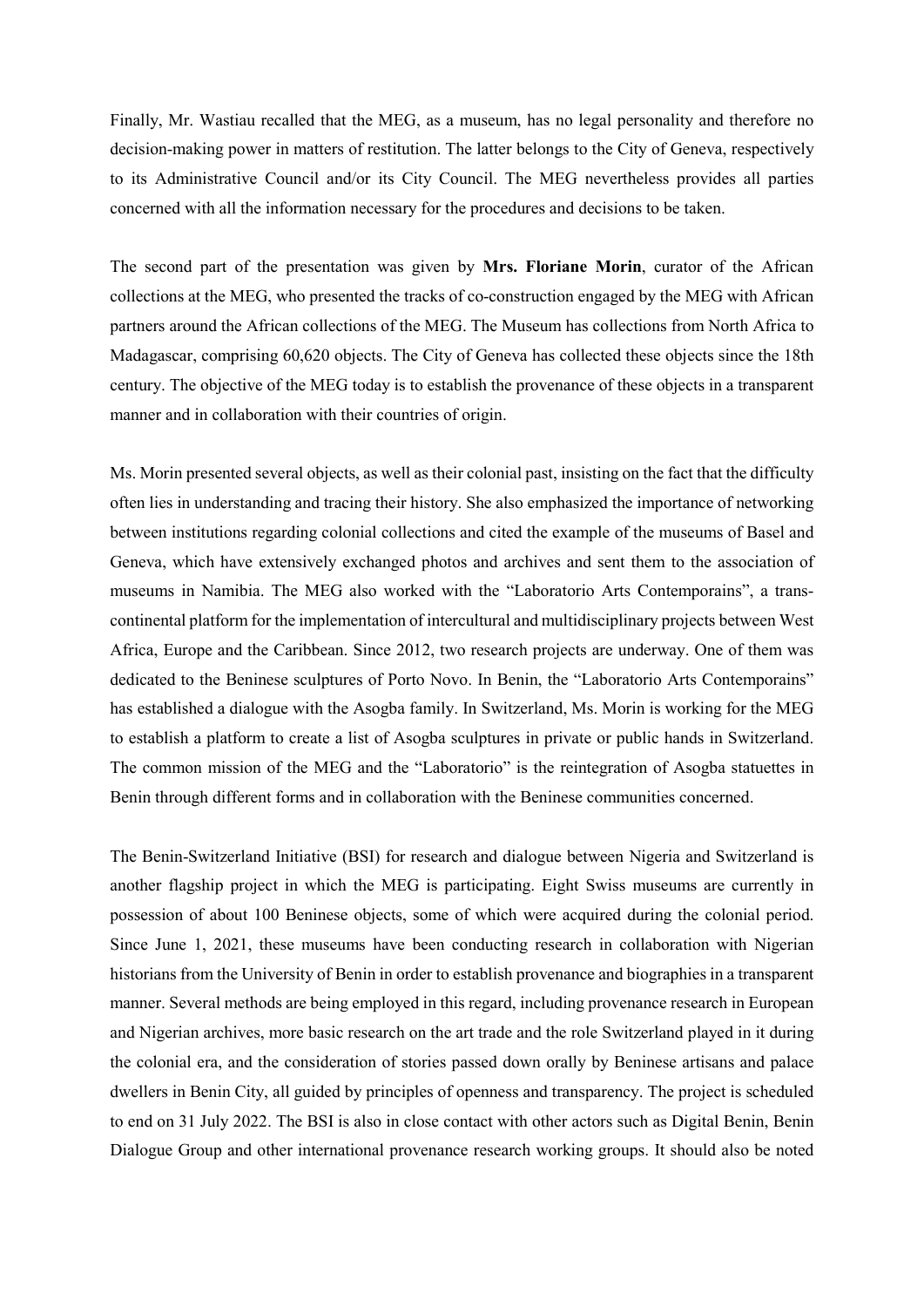Finally, Mr. Wastiau recalled that the MEG, as a museum, has no legal personality and therefore no decision-making power in matters of restitution. The latter belongs to the City of Geneva, respectively to its Administrative Council and/or its City Council. The MEG nevertheless provides all parties concerned with all the information necessary for the procedures and decisions to be taken.

The second part of the presentation was given by **Mrs. Floriane Morin**, curator of the African collections at the MEG, who presented the tracks of co-construction engaged by the MEG with African partners around the African collections of the MEG. The Museum has collections from North Africa to Madagascar, comprising 60,620 objects. The City of Geneva has collected these objects since the 18th century. The objective of the MEG today is to establish the provenance of these objects in a transparent manner and in collaboration with their countries of origin.

Ms. Morin presented several objects, as well as their colonial past, insisting on the fact that the difficulty often lies in understanding and tracing their history. She also emphasized the importance of networking between institutions regarding colonial collections and cited the example of the museums of Basel and Geneva, which have extensively exchanged photos and archives and sent them to the association of museums in Namibia. The MEG also worked with the "Laboratorio Arts Contemporains", a trans-continental platform for the implementation of intercultural and multidisciplinary projects between West Africa, Europe and the Caribbean. Since 2012, two research projects are underway. One of them was dedicated to the Beninese sculptures of Porto Novo. In Benin, the "Laboratorio Arts Contemporains" has established a dialogue with the Asogba family. In Switzerland, Ms. Morin is working for the MEG to establish a platform to create a list of Asogba sculptures in private or public hands in Switzerland. The common mission of the MEG and the "Laboratorio" is the reintegration of Asogba statuettes in Benin through different forms and in collaboration with the Beninese communities concerned.

The Benin-Switzerland Initiative (BSI) for research and dialogue between Nigeria and Switzerland is another flagship project in which the MEG is participating. Eight Swiss museums are currently in possession of about 100 Beninese objects, some of which were acquired during the colonial period. Since June 1, 2021, these museums have been conducting research in collaboration with Nigerian historians from the University of Benin in order to establish provenance and biographies in a transparent manner. Several methods are being employed in this regard, including provenance research in European and Nigerian archives, more basic research on the art trade and the role Switzerland played in it during the colonial era, and the consideration of stories passed down orally by Beninese artisans and palace dwellers in Benin City, all guided by principles of openness and transparency. The project is scheduled to end on 31 July 2022. The BSI is also in close contact with other actors such as Digital Benin, Benin Dialogue Group and other international provenance research working groups. It should also be noted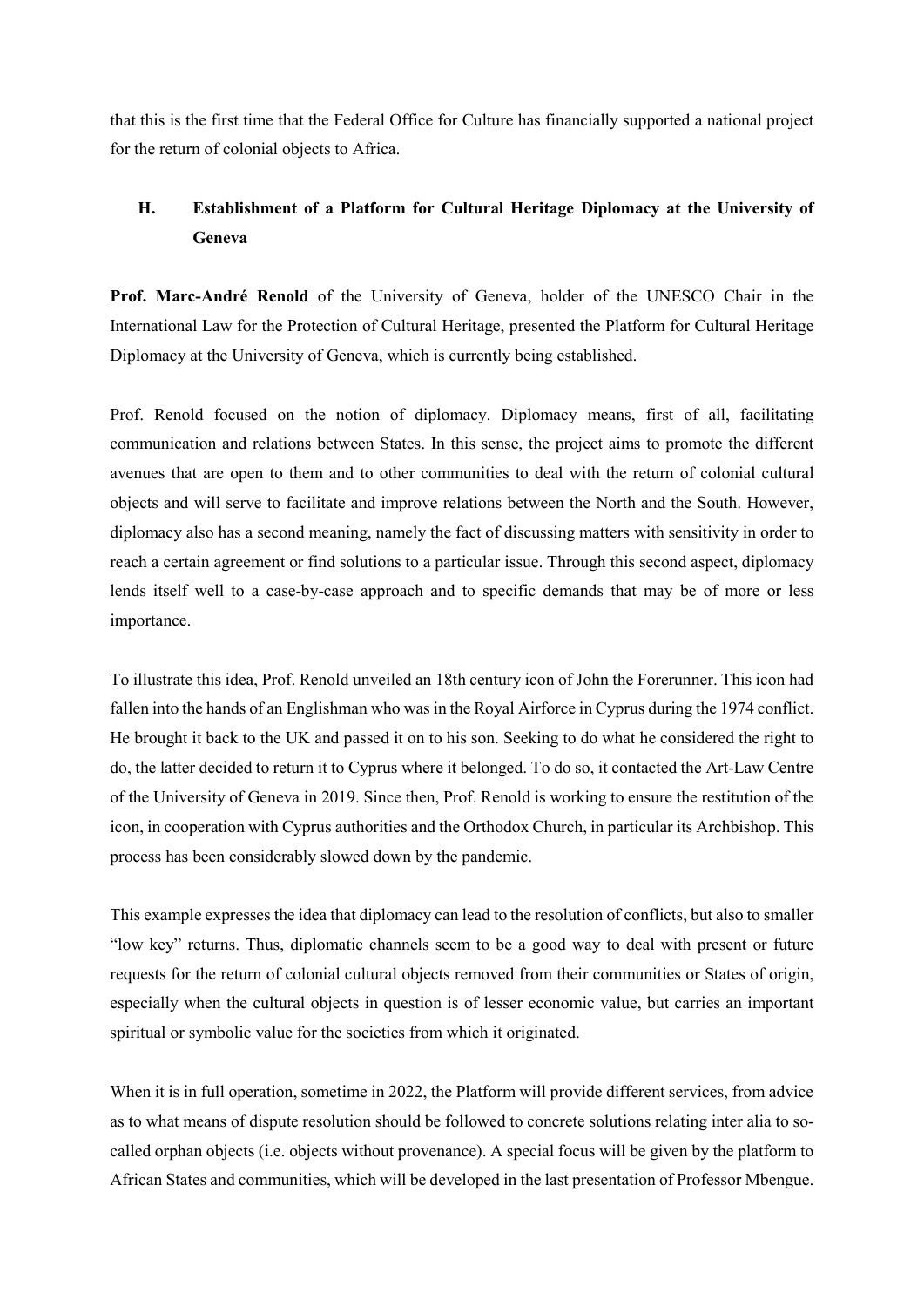that this is the first time that the Federal Office for Culture has financially supported a national project for the return of colonial objects to Africa.

## H. Establishment of a Platform for Cultural Heritage Diplomacy at the University of Geneva

**Prof. Marc-André Renold** of the University of Geneva, holder of the UNESCO Chair in the International Law for the Protection of Cultural Heritage, presented the Platform for Cultural Heritage Diplomacy at the University of Geneva, which is currently being established.

Prof. Renold focused on the notion of diplomacy. Diplomacy means, first of all, facilitating communication and relations between States. In this sense, the project aims to promote the different avenues that are open to them and to other communities to deal with the return of colonial cultural objects and will serve to facilitate and improve relations between the North and the South. However, diplomacy also has a second meaning, namely the fact of discussing matters with sensitivity in order to reach a certain agreement or find solutions to a particular issue. Through this second aspect, diplomacy lends itself well to a case-by-case approach and to specific demands that may be of more or less importance.

To illustrate this idea, Prof. Renold unveiled an 18th century icon of John the Forerunner. This icon had fallen into the hands of an Englishman who was in the Royal Airforce in Cyprus during the 1974 conflict. He brought it back to the UK and passed it on to his son. Seeking to do what he considered the right to do, the latter decided to return it to Cyprus where it belonged. To do so, it contacted the Art-Law Centre of the University of Geneva in 2019. Since then, Prof. Renold is working to ensure the restitution of the icon, in cooperation with Cyprus authorities and the Orthodox Church, in particular its Archbishop. This process has been considerably slowed down by the pandemic.

This example expresses the idea that diplomacy can lead to the resolution of conflicts, but also to smaller "low key" returns. Thus, diplomatic channels seem to be a good way to deal with present or future requests for the return of colonial cultural objects removed from their communities or States of origin, especially when the cultural objects in question is of lesser economic value, but carries an important spiritual or symbolic value for the societies from which it originated.

When it is in full operation, sometime in 2022, the Platform will provide different services, from advice as to what means of dispute resolution should be followed to concrete solutions relating inter alia to so-called orphan objects (i.e. objects without provenance). A special focus will be given by the platform to African States and communities, which will be developed in the last presentation of Professor Mbengue.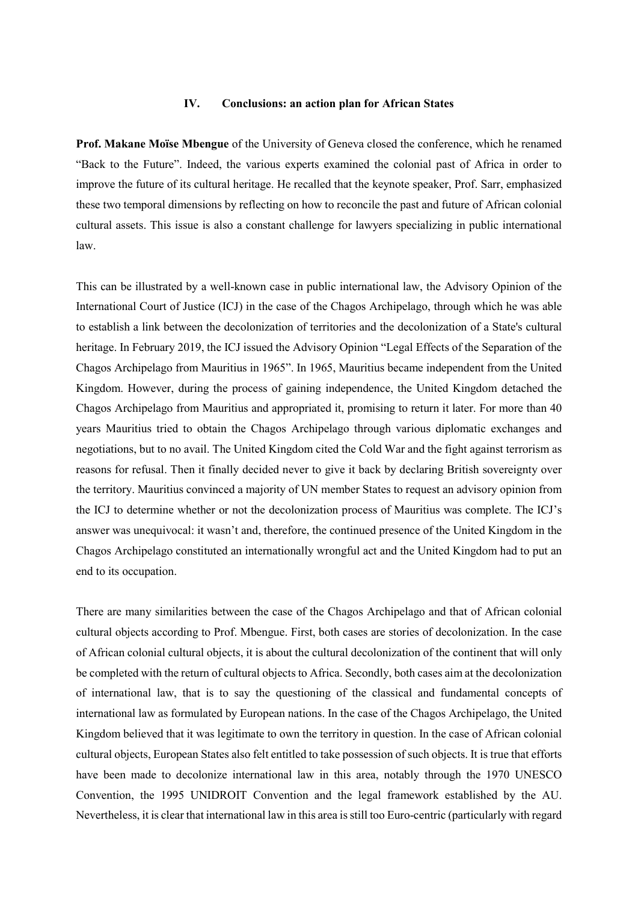## IV. Conclusions: an action plan for African States

**Prof. Makane Moïse Mbengue** of the University of Geneva closed the conference, which he renamed "Back to the Future". Indeed, the various experts examined the colonial past of Africa in order to improve the future of its cultural heritage. He recalled that the keynote speaker, Prof. Sarr, emphasized these two temporal dimensions by reflecting on how to reconcile the past and future of African colonial cultural assets. This issue is also a constant challenge for lawyers specializing in public international law.

This can be illustrated by a well-known case in public international law, the Advisory Opinion of the International Court of Justice (ICJ) in the case of the Chagos Archipelago, through which he was able to establish a link between the decolonization of territories and the decolonization of a State's cultural heritage. In February 2019, the ICJ issued the Advisory Opinion "Legal Effects of the Separation of the Chagos Archipelago from Mauritius in 1965". In 1965, Mauritius became independent from the United Kingdom. However, during the process of gaining independence, the United Kingdom detached the Chagos Archipelago from Mauritius and appropriated it, promising to return it later. For more than 40 years Mauritius tried to obtain the Chagos Archipelago through various diplomatic exchanges and negotiations, but to no avail. The United Kingdom cited the Cold War and the fight against terrorism as reasons for refusal. Then it finally decided never to give it back by declaring British sovereignty over the territory. Mauritius convinced a majority of UN member States to request an advisory opinion from the ICJ to determine whether or not the decolonization process of Mauritius was complete. The ICJ's answer was unequivocal: it wasn't and, therefore, the continued presence of the United Kingdom in the Chagos Archipelago constituted an internationally wrongful act and the United Kingdom had to put an end to its occupation.

There are many similarities between the case of the Chagos Archipelago and that of African colonial cultural objects according to Prof. Mbengue. First, both cases are stories of decolonization. In the case of African colonial cultural objects, it is about the cultural decolonization of the continent that will only be completed with the return of cultural objects to Africa. Secondly, both cases aim at the decolonization of international law, that is to say the questioning of the classical and fundamental concepts of international law as formulated by European nations. In the case of the Chagos Archipelago, the United Kingdom believed that it was legitimate to own the territory in question. In the case of African colonial cultural objects, European States also felt entitled to take possession of such objects. It is true that efforts have been made to decolonize international law in this area, notably through the 1970 UNESCO Convention, the 1995 UNIDROIT Convention and the legal framework established by the AU. Nevertheless, it is clear that international law in this area is still too Euro-centric (particularly with regard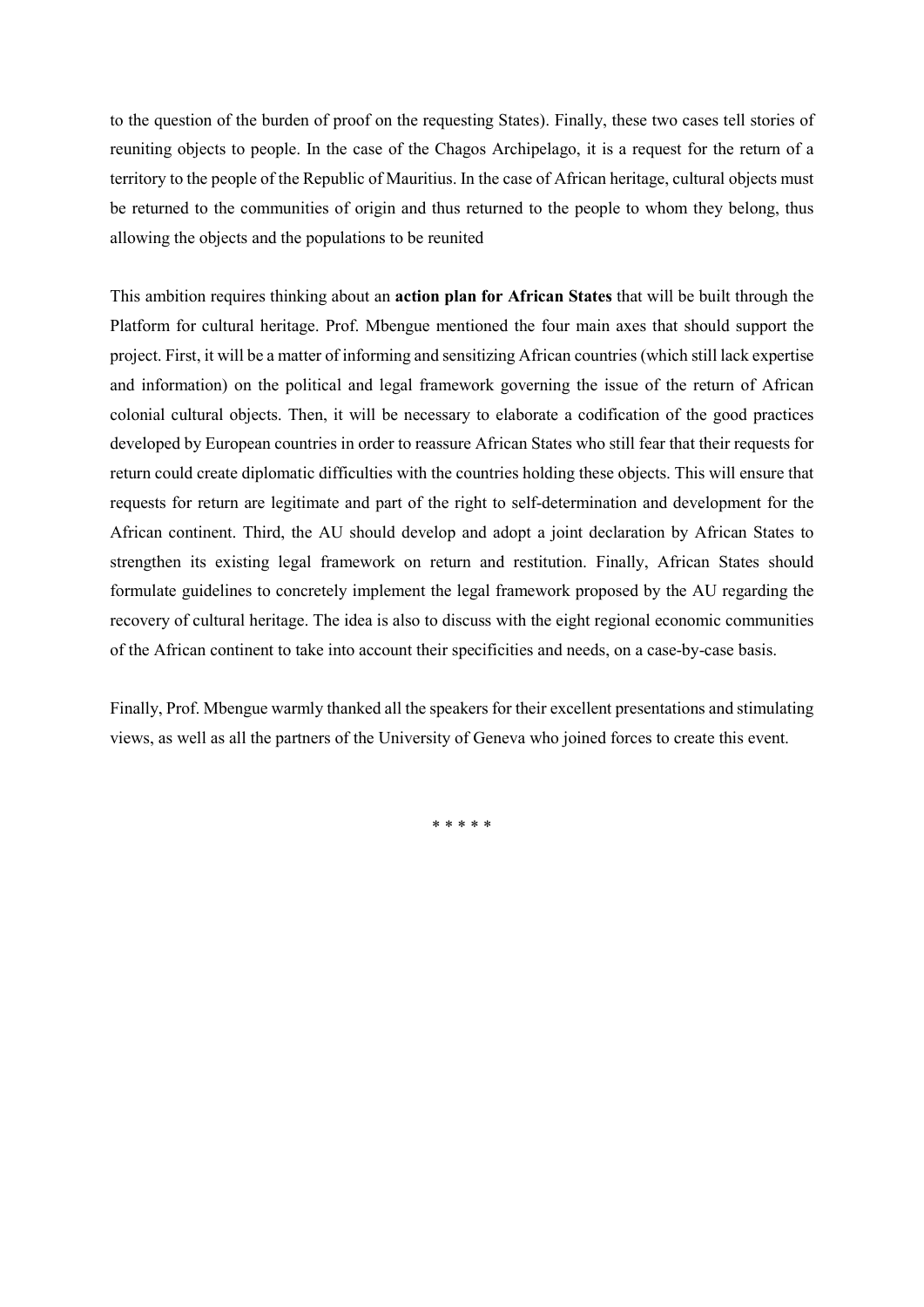to the question of the burden of proof on the requesting States). Finally, these two cases tell stories of reuniting objects to people. In the case of the Chagos Archipelago, it is a request for the return of a territory to the people of the Republic of Mauritius. In the case of African heritage, cultural objects must be returned to the communities of origin and thus returned to the people to whom they belong, thus allowing the objects and the populations to be reunited

This ambition requires thinking about an **action plan for African States** that will be built through the Platform for cultural heritage. Prof. Mbengue mentioned the four main axes that should support the project. First, it will be a matter of informing and sensitizing African countries (which still lack expertise and information) on the political and legal framework governing the issue of the return of African colonial cultural objects. Then, it will be necessary to elaborate a codification of the good practices developed by European countries in order to reassure African States who still fear that their requests for return could create diplomatic difficulties with the countries holding these objects. This will ensure that requests for return are legitimate and part of the right to self-determination and development for the African continent. Third, the AU should develop and adopt a joint declaration by African States to strengthen its existing legal framework on return and restitution. Finally, African States should formulate guidelines to concretely implement the legal framework proposed by the AU regarding the recovery of cultural heritage. The idea is also to discuss with the eight regional economic communities of the African continent to take into account their specificities and needs, on a case-by-case basis.

Finally, Prof. Mbengue warmly thanked all the speakers for their excellent presentations and stimulating views, as well as all the partners of the University of Geneva who joined forces to create this event.

* * * * *